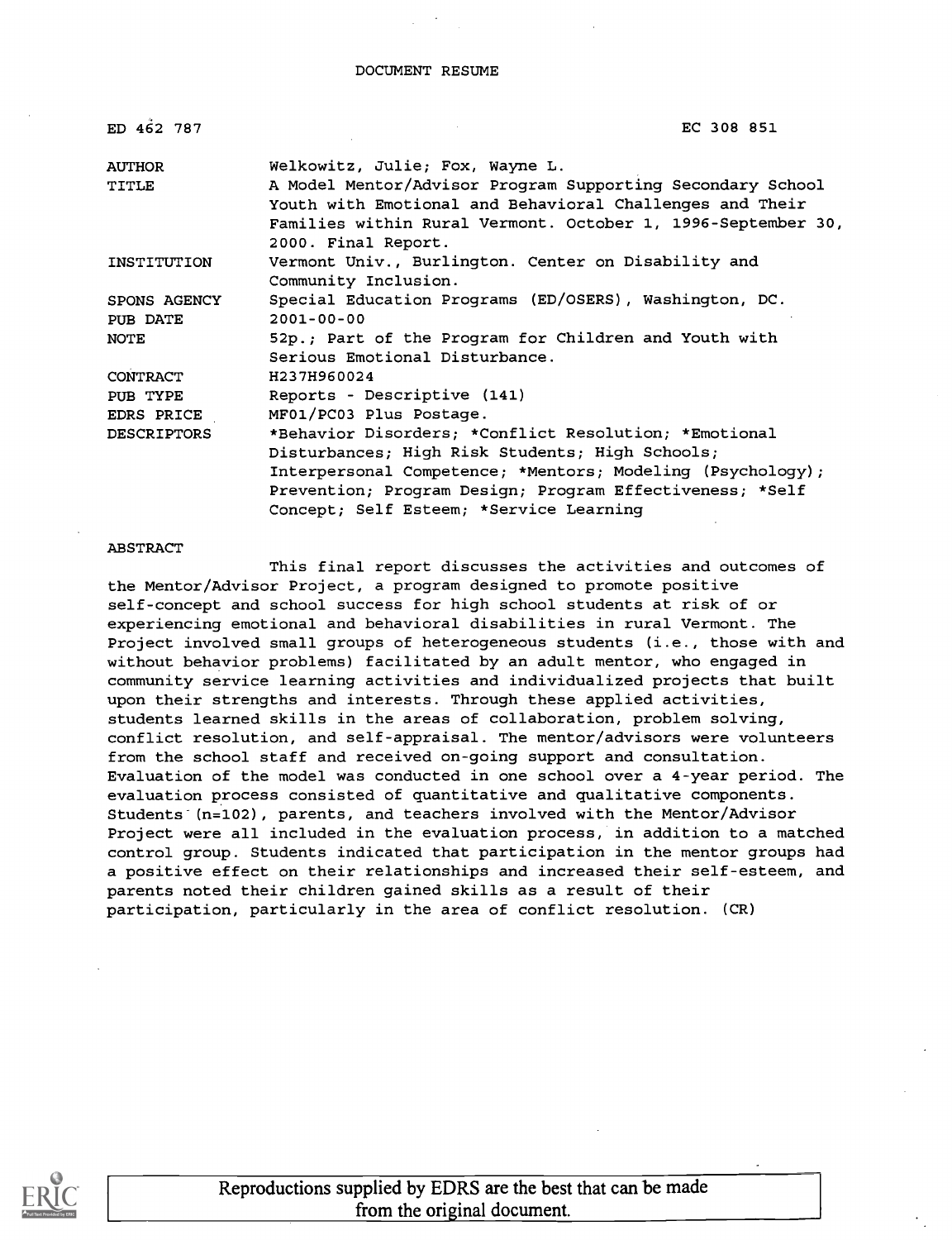DOCUMENT RESUME

| | |
|---|---|
| ED 462 787 | EC 308 851 |
| AUTHOR | Welkowitz, Julie; Fox, Wayne L. |
| TITLE | A Model Mentor/Advisor Program Supporting Secondary School Youth with Emotional and Behavioral Challenges and Their Families within Rural Vermont. October 1, 1996-September 30, 2000. Final Report. |
| INSTITUTION | Vermont Univ., Burlington. Center on Disability and Community Inclusion. |
| SPONS AGENCY | Special Education Programs (ED/OSERS), Washington, DC. |
| PUB DATE | 2001-00-00 |
| NOTE | 52p.; Part of the Program for Children and Youth with Serious Emotional Disturbance. |
| CONTRACT | H237H960024 |
| PUB TYPE | Reports - Descriptive (141) |
| EDRS PRICE | MF01/PC03 Plus Postage. |
| DESCRIPTORS | *Behavior Disorders; *Conflict Resolution; *Emotional Disturbances; High Risk Students; High Schools; Interpersonal Competence; *Mentors; Modeling (Psychology); Prevention; Program Design; Program Effectiveness; *Self Concept; Self Esteem; *Service Learning |

ABSTRACT

This final report discusses the activities and outcomes of the Mentor/Advisor Project, a program designed to promote positive self-concept and school success for high school students at risk of or experiencing emotional and behavioral disabilities in rural Vermont. The Project involved small groups of heterogeneous students (i.e., those with and without behavior problems) facilitated by an adult mentor, who engaged in community service learning activities and individualized projects that built upon their strengths and interests. Through these applied activities, students learned skills in the areas of collaboration, problem solving, conflict resolution, and self-appraisal. The mentor/advisors were volunteers from the school staff and received on-going support and consultation. Evaluation of the model was conducted in one school over a 4-year period. The evaluation process consisted of quantitative and qualitative components. Students (n=102), parents, and teachers involved with the Mentor/Advisor Project were all included in the evaluation process, in addition to a matched control group. Students indicated that participation in the mentor groups had a positive effect on their relationships and increased their self-esteem, and parents noted their children gained skills as a result of their participation, particularly in the area of conflict resolution. (CR)

Reproductions supplied by EDRS are the best that can be made from the original document.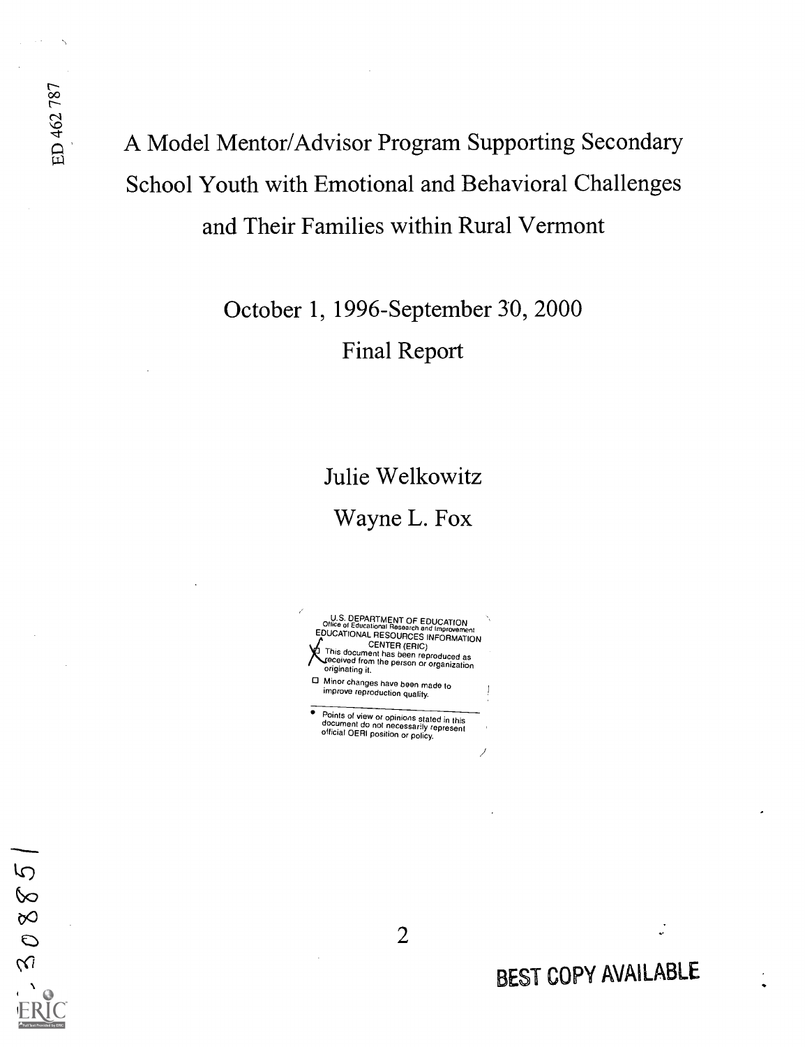# A Model Mentor/Advisor Program Supporting Secondary School Youth with Emotional and Behavioral Challenges and Their Families within Rural Vermont

October 1, 1996-September 30, 2000

Final Report

Julie Welkowitz

Wayne L. Fox

U.S. DEPARTMENT OF EDUCATION
Office of Educational Research and Improvement
EDUCATIONAL RESOURCES INFORMATION CENTER (ERIC)

- [X] This document has been reproduced as received from the person or organization originating it.
- [ ] Minor changes have been made to improve reproduction quality.

- Points of view or opinions stated in this document do not necessarily represent official OERI position or policy.

BEST COPY AVAILABLE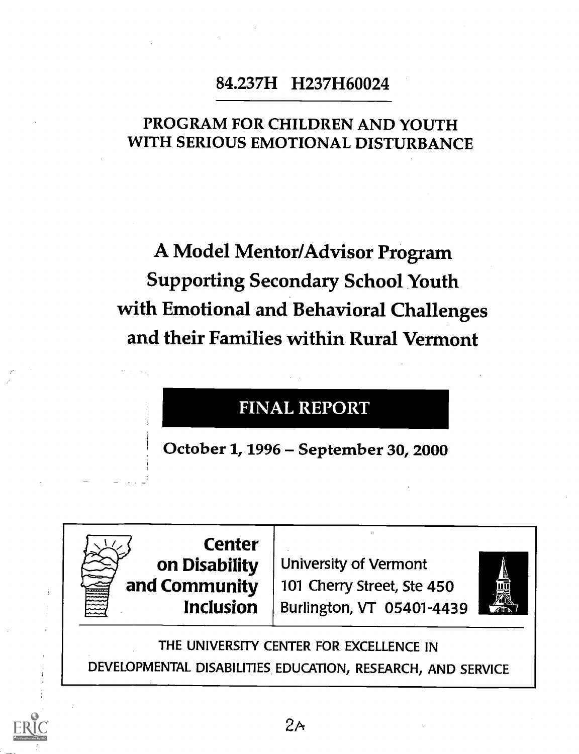84.237H H237H60024

PROGRAM FOR CHILDREN AND YOUTH
WITH SERIOUS EMOTIONAL DISTURBANCE

# A Model Mentor/Advisor Program Supporting Secondary School Youth with Emotional and Behavioral Challenges and their Families within Rural Vermont

## FINAL REPORT

**October 1, 1996 – September 30, 2000**

| **Center on Disability and Community Inclusion** | University of Vermont<br>101 Cherry Street, Ste 450<br>Burlington, VT 05401-4439 |
|---|---|

THE UNIVERSITY CENTER FOR EXCELLENCE IN
DEVELOPMENTAL DISABILITIES EDUCATION, RESEARCH, AND SERVICE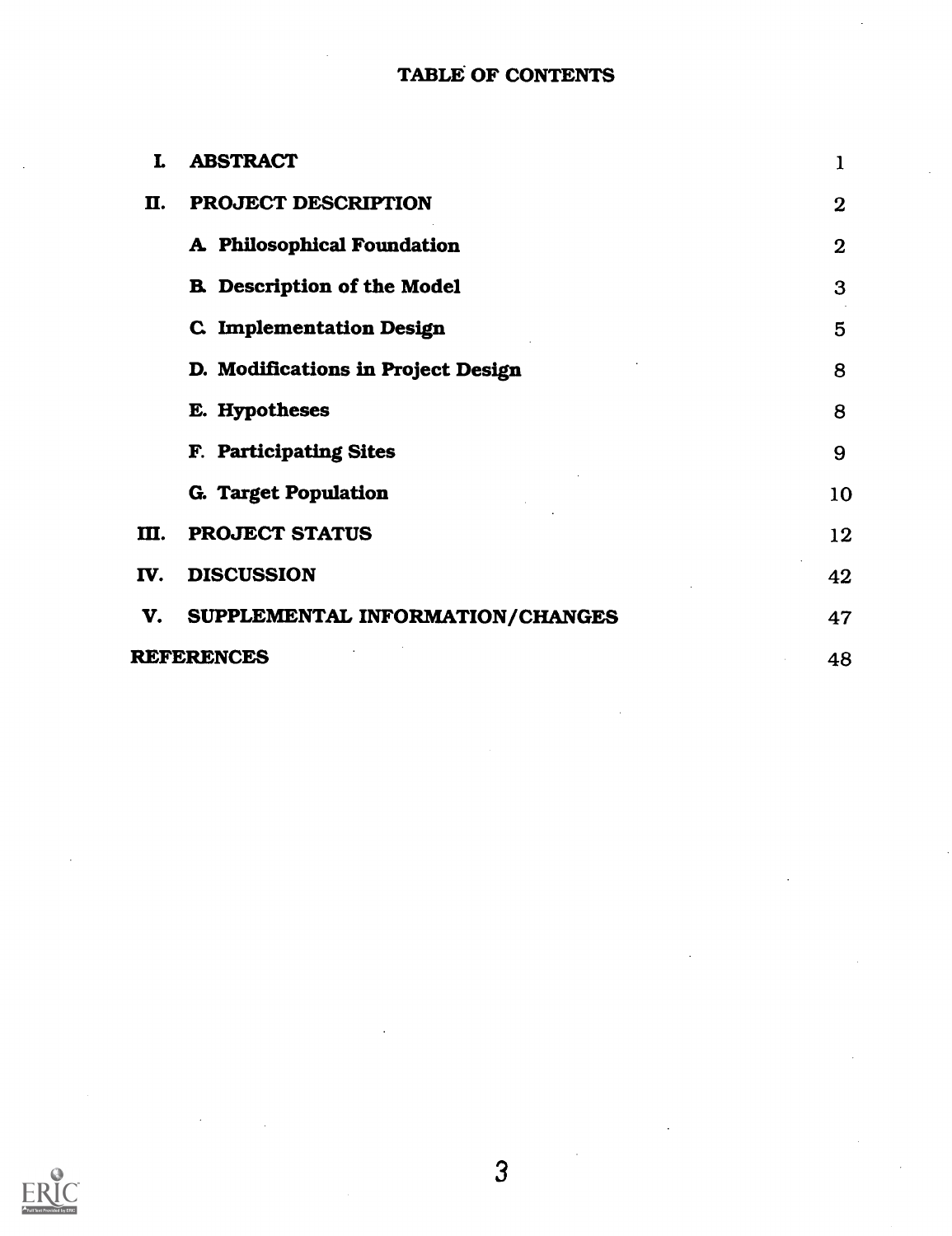# TABLE OF CONTENTS

| | | |
|---|---|---|
| I. | ABSTRACT | 1 |
| II. | PROJECT DESCRIPTION | 2 |
| | A. Philosophical Foundation | 2 |
| | B. Description of the Model | 3 |
| | C. Implementation Design | 5 |
| | D. Modifications in Project Design | 8 |
| | E. Hypotheses | 8 |
| | F. Participating Sites | 9 |
| | G. Target Population | 10 |
| III. | PROJECT STATUS | 12 |
| IV. | DISCUSSION | 42 |
| V. | SUPPLEMENTAL INFORMATION/CHANGES | 47 |
| REFERENCES | | 48 |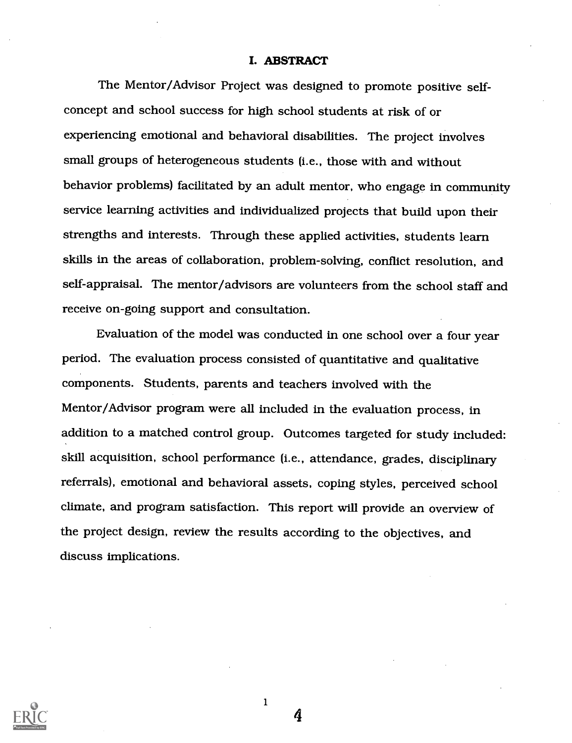# I. ABSTRACT

The Mentor/Advisor Project was designed to promote positive self-concept and school success for high school students at risk of or experiencing emotional and behavioral disabilities. The project involves small groups of heterogeneous students (i.e., those with and without behavior problems) facilitated by an adult mentor, who engage in community service learning activities and individualized projects that build upon their strengths and interests. Through these applied activities, students learn skills in the areas of collaboration, problem-solving, conflict resolution, and self-appraisal. The mentor/advisors are volunteers from the school staff and receive on-going support and consultation.

Evaluation of the model was conducted in one school over a four year period. The evaluation process consisted of quantitative and qualitative components. Students, parents and teachers involved with the Mentor/Advisor program were all included in the evaluation process, in addition to a matched control group. Outcomes targeted for study included: skill acquisition, school performance (i.e., attendance, grades, disciplinary referrals), emotional and behavioral assets, coping styles, perceived school climate, and program satisfaction. This report will provide an overview of the project design, review the results according to the objectives, and discuss implications.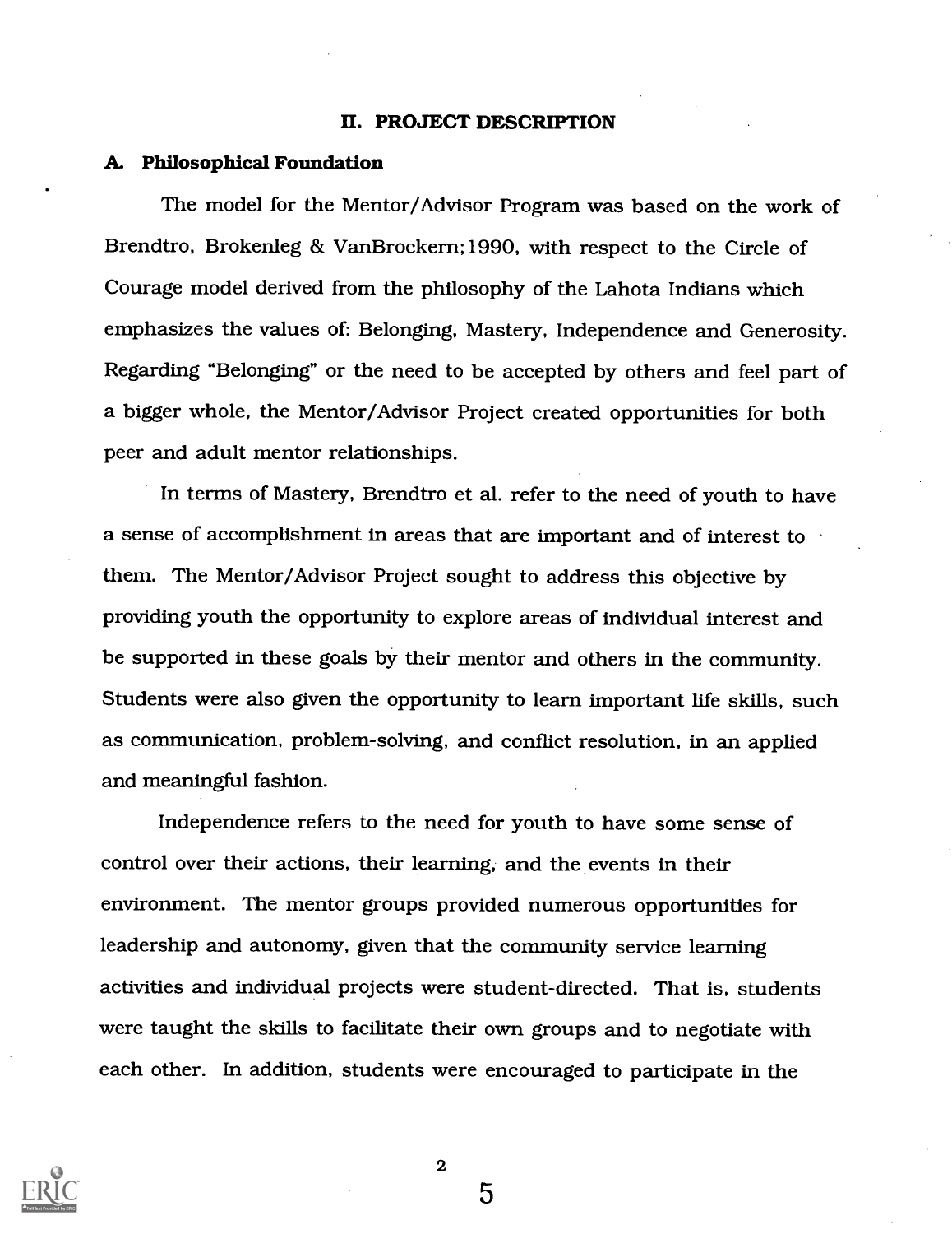## II. PROJECT DESCRIPTION

### A. Philosophical Foundation

The model for the Mentor/Advisor Program was based on the work of Brendtro, Brokenleg & VanBrockern;1990, with respect to the Circle of Courage model derived from the philosophy of the Lahota Indians which emphasizes the values of: Belonging, Mastery, Independence and Generosity. Regarding "Belonging" or the need to be accepted by others and feel part of a bigger whole, the Mentor/Advisor Project created opportunities for both peer and adult mentor relationships.

In terms of Mastery, Brendtro et al. refer to the need of youth to have a sense of accomplishment in areas that are important and of interest to them. The Mentor/Advisor Project sought to address this objective by providing youth the opportunity to explore areas of individual interest and be supported in these goals by their mentor and others in the community. Students were also given the opportunity to learn important life skills, such as communication, problem-solving, and conflict resolution, in an applied and meaningful fashion.

Independence refers to the need for youth to have some sense of control over their actions, their learning, and the events in their environment. The mentor groups provided numerous opportunities for leadership and autonomy, given that the community service learning activities and individual projects were student-directed. That is, students were taught the skills to facilitate their own groups and to negotiate with each other. In addition, students were encouraged to participate in the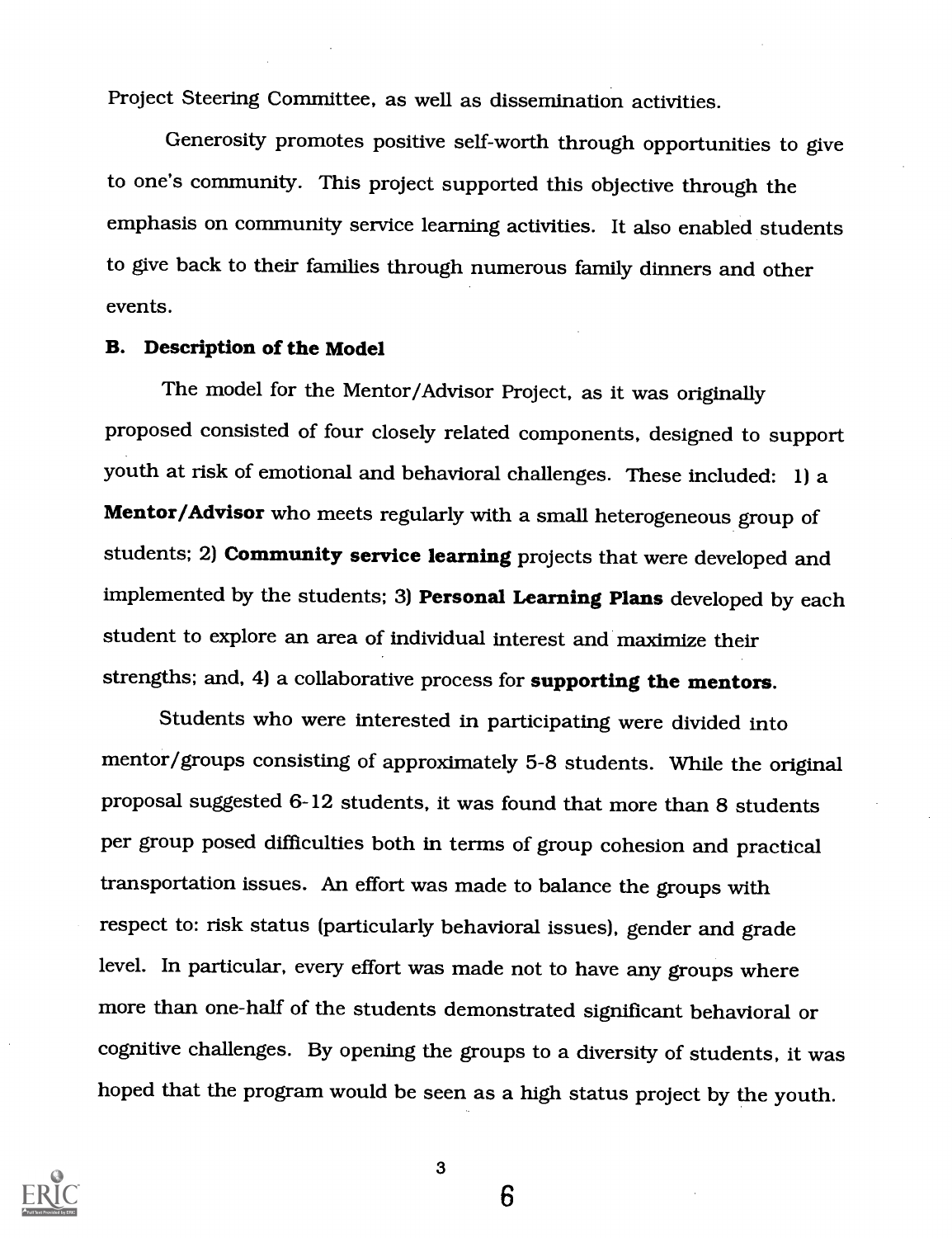Project Steering Committee, as well as dissemination activities.

Generosity promotes positive self-worth through opportunities to give to one's community. This project supported this objective through the emphasis on community service learning activities. It also enabled students to give back to their families through numerous family dinners and other events.

### B. Description of the Model

The model for the Mentor/Advisor Project, as it was originally proposed consisted of four closely related components, designed to support youth at risk of emotional and behavioral challenges. These included: 1) a **Mentor/Advisor** who meets regularly with a small heterogeneous group of students; 2) **Community service learning** projects that were developed and implemented by the students; 3) **Personal Learning Plans** developed by each student to explore an area of individual interest and maximize their strengths; and, 4) a collaborative process for **supporting the mentors**.

Students who were interested in participating were divided into mentor/groups consisting of approximately 5-8 students. While the original proposal suggested 6-12 students, it was found that more than 8 students per group posed difficulties both in terms of group cohesion and practical transportation issues. An effort was made to balance the groups with respect to: risk status (particularly behavioral issues), gender and grade level. In particular, every effort was made not to have any groups where more than one-half of the students demonstrated significant behavioral or cognitive challenges. By opening the groups to a diversity of students, it was hoped that the program would be seen as a high status project by the youth.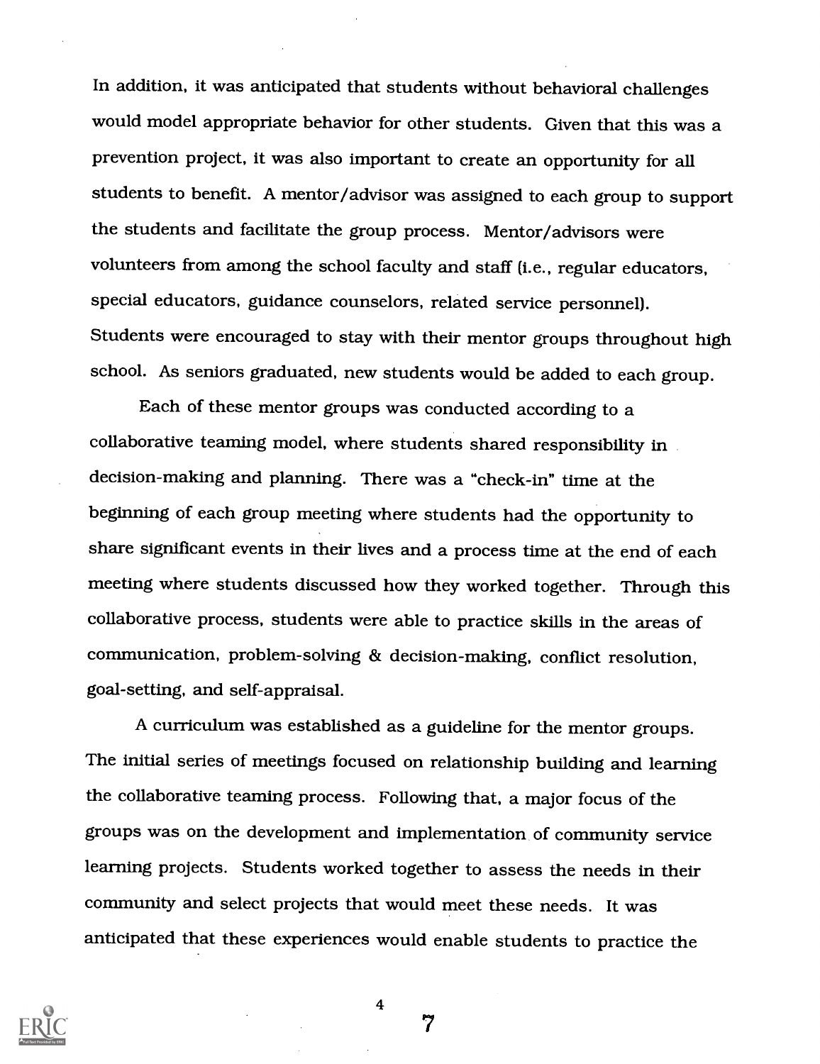In addition, it was anticipated that students without behavioral challenges would model appropriate behavior for other students. Given that this was a prevention project, it was also important to create an opportunity for all students to benefit. A mentor/advisor was assigned to each group to support the students and facilitate the group process. Mentor/advisors were volunteers from among the school faculty and staff (i.e., regular educators, special educators, guidance counselors, related service personnel). Students were encouraged to stay with their mentor groups throughout high school. As seniors graduated, new students would be added to each group.

Each of these mentor groups was conducted according to a collaborative teaming model, where students shared responsibility in decision-making and planning. There was a "check-in" time at the beginning of each group meeting where students had the opportunity to share significant events in their lives and a process time at the end of each meeting where students discussed how they worked together. Through this collaborative process, students were able to practice skills in the areas of communication, problem-solving & decision-making, conflict resolution, goal-setting, and self-appraisal.

A curriculum was established as a guideline for the mentor groups. The initial series of meetings focused on relationship building and learning the collaborative teaming process. Following that, a major focus of the groups was on the development and implementation of community service learning projects. Students worked together to assess the needs in their community and select projects that would meet these needs. It was anticipated that these experiences would enable students to practice the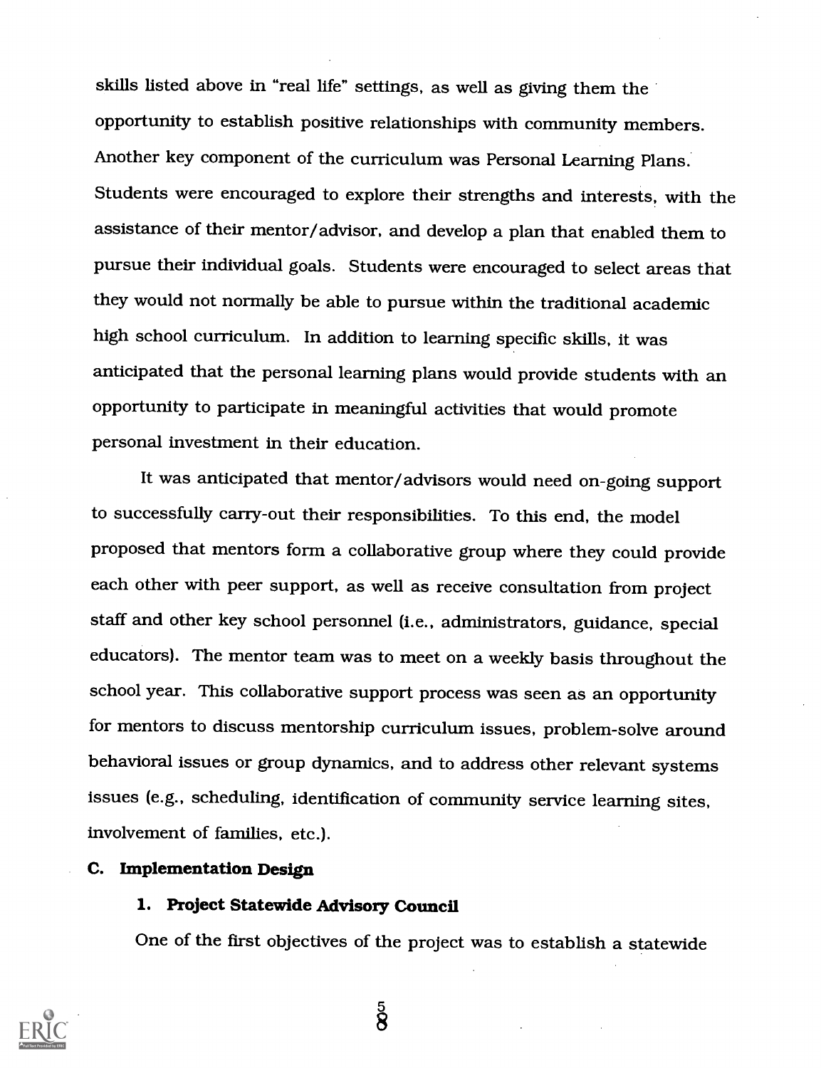skills listed above in "real life" settings, as well as giving them the opportunity to establish positive relationships with community members. Another key component of the curriculum was Personal Learning Plans. Students were encouraged to explore their strengths and interests, with the assistance of their mentor/advisor, and develop a plan that enabled them to pursue their individual goals. Students were encouraged to select areas that they would not normally be able to pursue within the traditional academic high school curriculum. In addition to learning specific skills, it was anticipated that the personal learning plans would provide students with an opportunity to participate in meaningful activities that would promote personal investment in their education.

It was anticipated that mentor/advisors would need on-going support to successfully carry-out their responsibilities. To this end, the model proposed that mentors form a collaborative group where they could provide each other with peer support, as well as receive consultation from project staff and other key school personnel (i.e., administrators, guidance, special educators). The mentor team was to meet on a weekly basis throughout the school year. This collaborative support process was seen as an opportunity for mentors to discuss mentorship curriculum issues, problem-solve around behavioral issues or group dynamics, and to address other relevant systems issues (e.g., scheduling, identification of community service learning sites, involvement of families, etc.).

## C. Implementation Design

### 1. Project Statewide Advisory Council

One of the first objectives of the project was to establish a statewide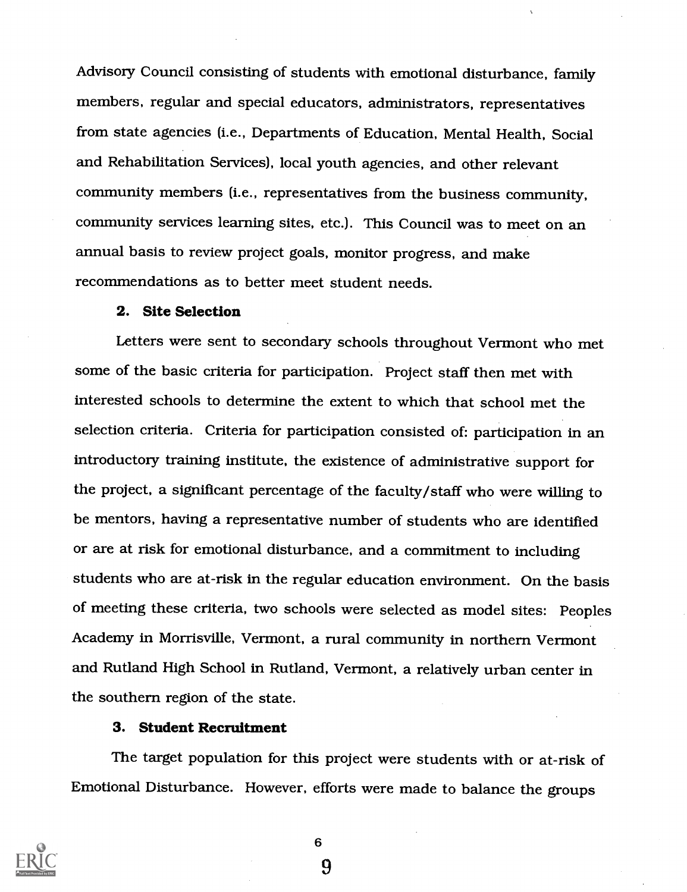Advisory Council consisting of students with emotional disturbance, family members, regular and special educators, administrators, representatives from state agencies (i.e., Departments of Education, Mental Health, Social and Rehabilitation Services), local youth agencies, and other relevant community members (i.e., representatives from the business community, community services learning sites, etc.). This Council was to meet on an annual basis to review project goals, monitor progress, and make recommendations as to better meet student needs.

### 2. Site Selection

Letters were sent to secondary schools throughout Vermont who met some of the basic criteria for participation. Project staff then met with interested schools to determine the extent to which that school met the selection criteria. Criteria for participation consisted of: participation in an introductory training institute, the existence of administrative support for the project, a significant percentage of the faculty/staff who were willing to be mentors, having a representative number of students who are identified or are at risk for emotional disturbance, and a commitment to including students who are at-risk in the regular education environment. On the basis of meeting these criteria, two schools were selected as model sites: Peoples Academy in Morrisville, Vermont, a rural community in northern Vermont and Rutland High School in Rutland, Vermont, a relatively urban center in the southern region of the state.

### 3. Student Recruitment

The target population for this project were students with or at-risk of Emotional Disturbance. However, efforts were made to balance the groups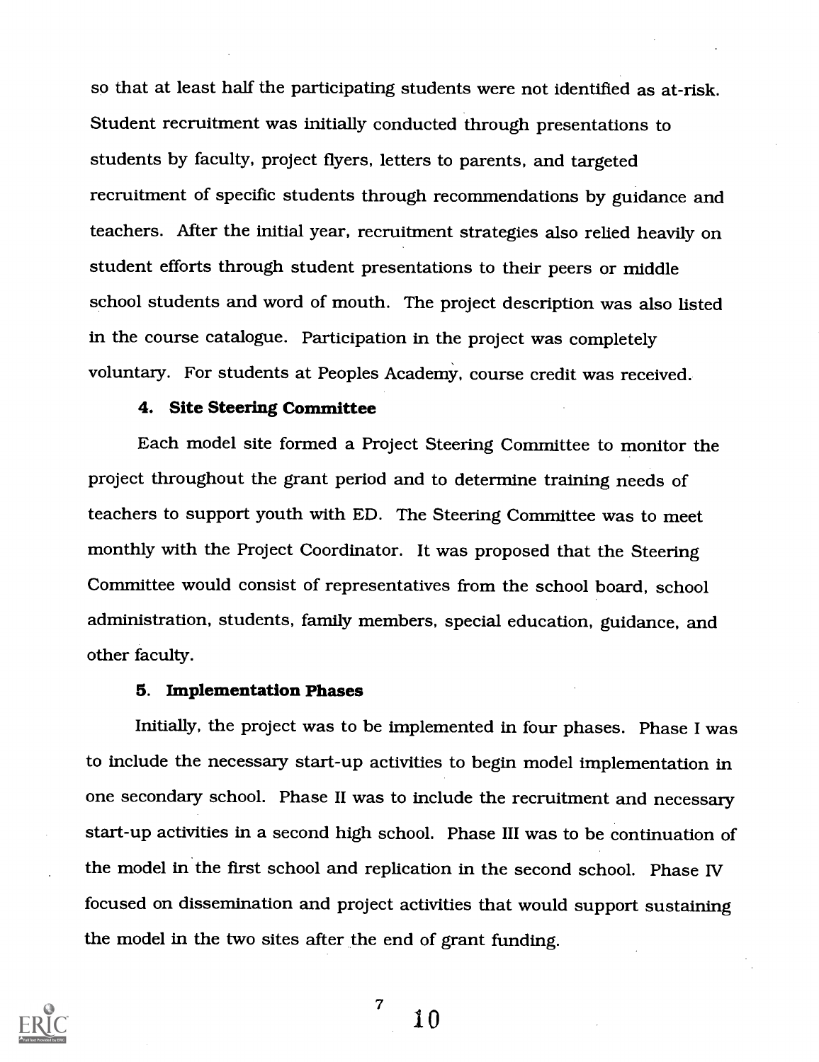so that at least half the participating students were not identified as at-risk. Student recruitment was initially conducted through presentations to students by faculty, project flyers, letters to parents, and targeted recruitment of specific students through recommendations by guidance and teachers. After the initial year, recruitment strategies also relied heavily on student efforts through student presentations to their peers or middle school students and word of mouth. The project description was also listed in the course catalogue. Participation in the project was completely voluntary. For students at Peoples Academy, course credit was received.

#### 4. Site Steering Committee

Each model site formed a Project Steering Committee to monitor the project throughout the grant period and to determine training needs of teachers to support youth with ED. The Steering Committee was to meet monthly with the Project Coordinator. It was proposed that the Steering Committee would consist of representatives from the school board, school administration, students, family members, special education, guidance, and other faculty.

#### 5. Implementation Phases

Initially, the project was to be implemented in four phases. Phase I was to include the necessary start-up activities to begin model implementation in one secondary school. Phase II was to include the recruitment and necessary start-up activities in a second high school. Phase III was to be continuation of the model in the first school and replication in the second school. Phase IV focused on dissemination and project activities that would support sustaining the model in the two sites after the end of grant funding.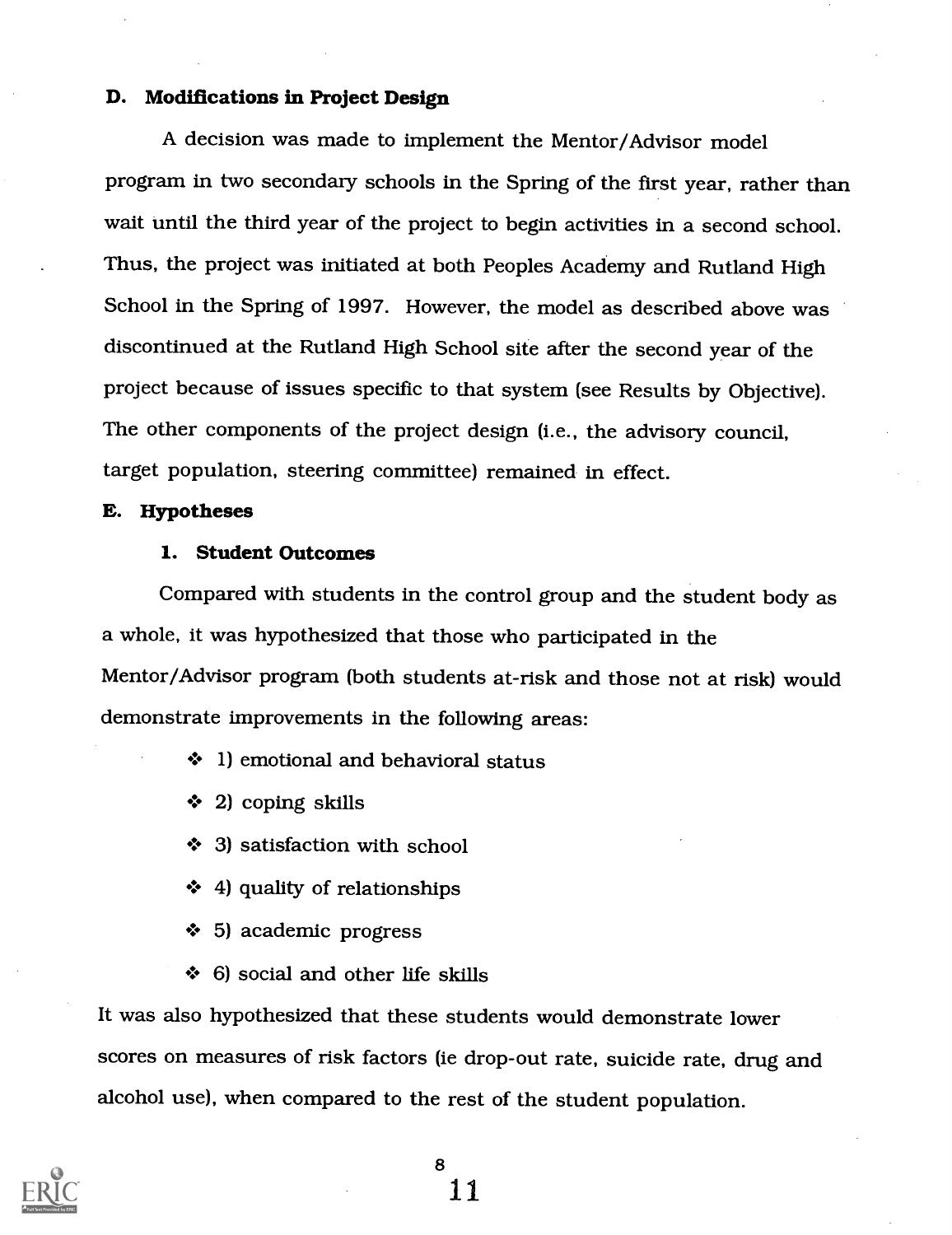## D. Modifications in Project Design

A decision was made to implement the Mentor/Advisor model program in two secondary schools in the Spring of the first year, rather than wait until the third year of the project to begin activities in a second school. Thus, the project was initiated at both Peoples Academy and Rutland High School in the Spring of 1997. However, the model as described above was discontinued at the Rutland High School site after the second year of the project because of issues specific to that system (see Results by Objective). The other components of the project design (i.e., the advisory council, target population, steering committee) remained in effect.

## E. Hypotheses

### 1. Student Outcomes

Compared with students in the control group and the student body as a whole, it was hypothesized that those who participated in the Mentor/Advisor program (both students at-risk and those not at risk) would demonstrate improvements in the following areas:

- 1) emotional and behavioral status
- 2) coping skills
- 3) satisfaction with school
- 4) quality of relationships
- 5) academic progress
- 6) social and other life skills

It was also hypothesized that these students would demonstrate lower scores on measures of risk factors (ie drop-out rate, suicide rate, drug and alcohol use), when compared to the rest of the student population.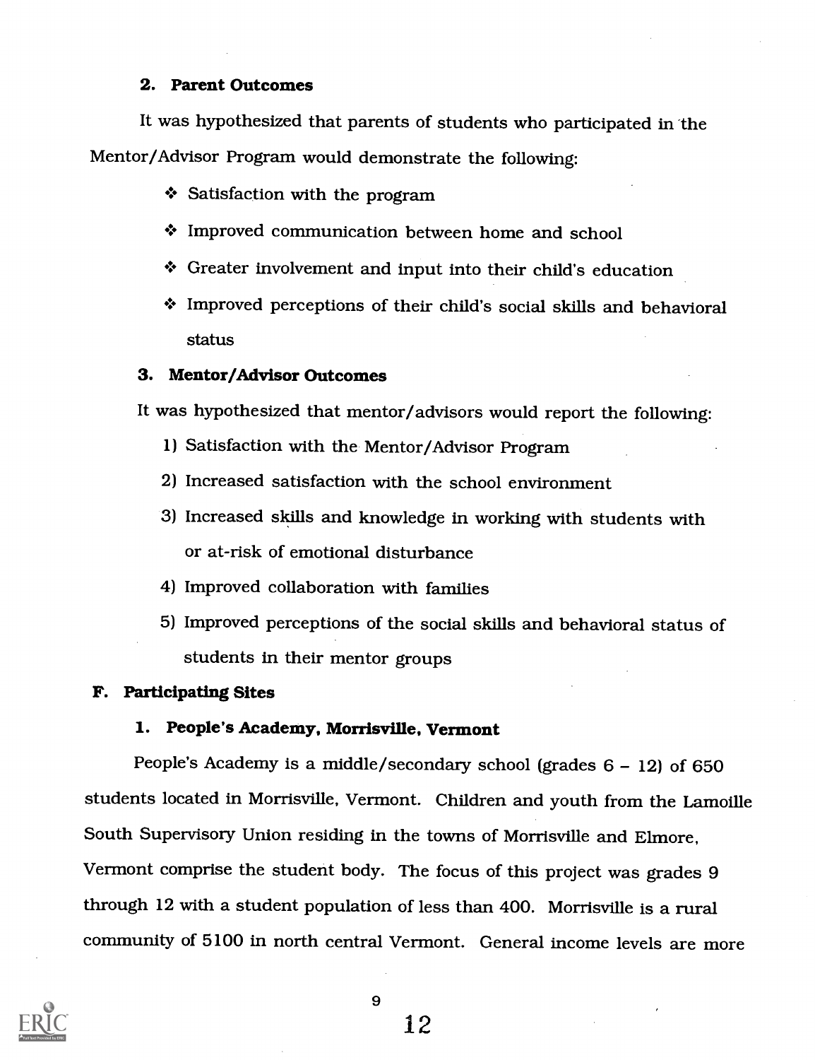### 2. Parent Outcomes

It was hypothesized that parents of students who participated in the Mentor/Advisor Program would demonstrate the following:

- Satisfaction with the program
- Improved communication between home and school
- Greater involvement and input into their child's education
- Improved perceptions of their child's social skills and behavioral status

### 3. Mentor/Advisor Outcomes

It was hypothesized that mentor/advisors would report the following:

1) Satisfaction with the Mentor/Advisor Program
2) Increased satisfaction with the school environment
3) Increased skills and knowledge in working with students with or at-risk of emotional disturbance
4) Improved collaboration with families
5) Improved perceptions of the social skills and behavioral status of students in their mentor groups

## F. Participating Sites

### 1. People's Academy, Morrisville, Vermont

People's Academy is a middle/secondary school (grades 6 – 12) of 650 students located in Morrisville, Vermont. Children and youth from the Lamoille South Supervisory Union residing in the towns of Morrisville and Elmore, Vermont comprise the student body. The focus of this project was grades 9 through 12 with a student population of less than 400. Morrisville is a rural community of 5100 in north central Vermont. General income levels are more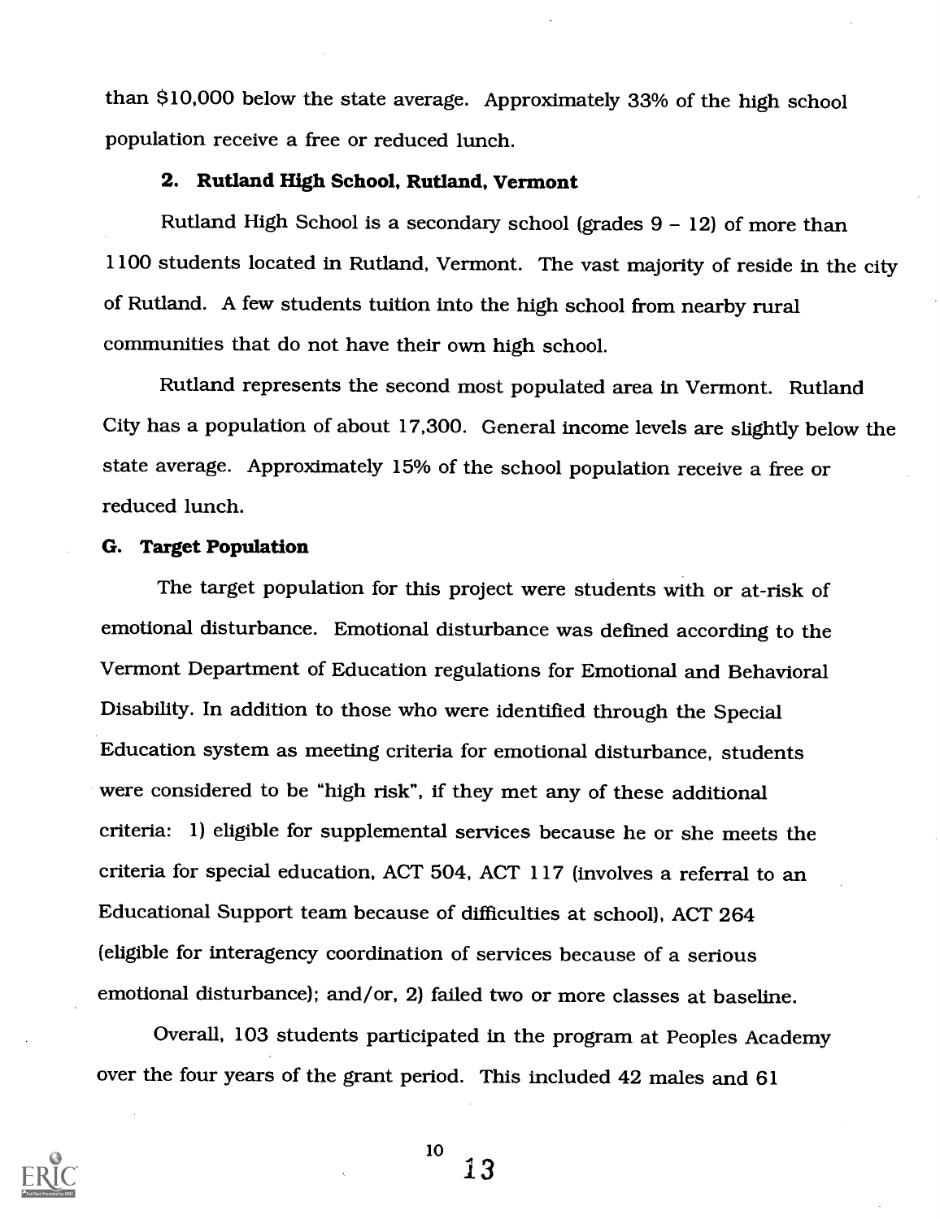than $10,000 below the state average. Approximately 33% of the high school population receive a free or reduced lunch.

### 2. Rutland High School, Rutland, Vermont

Rutland High School is a secondary school (grades 9 – 12) of more than 1100 students located in Rutland, Vermont. The vast majority of reside in the city of Rutland. A few students tuition into the high school from nearby rural communities that do not have their own high school.

Rutland represents the second most populated area in Vermont. Rutland City has a population of about 17,300. General income levels are slightly below the state average. Approximately 15% of the school population receive a free or reduced lunch.

## G. Target Population

The target population for this project were students with or at-risk of emotional disturbance. Emotional disturbance was defined according to the Vermont Department of Education regulations for Emotional and Behavioral Disability. In addition to those who were identified through the Special Education system as meeting criteria for emotional disturbance, students were considered to be "high risk", if they met any of these additional criteria: 1) eligible for supplemental services because he or she meets the criteria for special education, ACT 504, ACT 117 (involves a referral to an Educational Support team because of difficulties at school), ACT 264 (eligible for interagency coordination of services because of a serious emotional disturbance); and/or, 2) failed two or more classes at baseline.

Overall, 103 students participated in the program at Peoples Academy over the four years of the grant period. This included 42 males and 61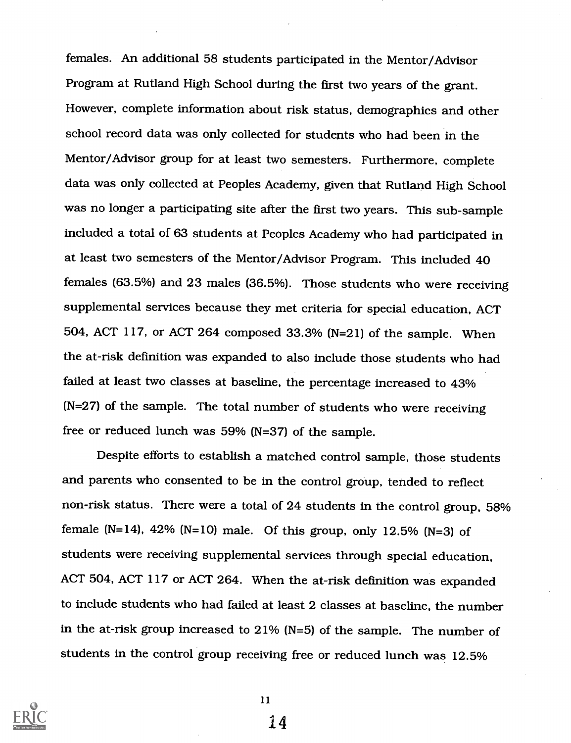females. An additional 58 students participated in the Mentor/Advisor Program at Rutland High School during the first two years of the grant. However, complete information about risk status, demographics and other school record data was only collected for students who had been in the Mentor/Advisor group for at least two semesters. Furthermore, complete data was only collected at Peoples Academy, given that Rutland High School was no longer a participating site after the first two years. This sub-sample included a total of 63 students at Peoples Academy who had participated in at least two semesters of the Mentor/Advisor Program. This included 40 females (63.5%) and 23 males (36.5%). Those students who were receiving supplemental services because they met criteria for special education, ACT 504, ACT 117, or ACT 264 composed 33.3% (N=21) of the sample. When the at-risk definition was expanded to also include those students who had failed at least two classes at baseline, the percentage increased to 43% (N=27) of the sample. The total number of students who were receiving free or reduced lunch was 59% (N=37) of the sample.

Despite efforts to establish a matched control sample, those students and parents who consented to be in the control group, tended to reflect non-risk status. There were a total of 24 students in the control group, 58% female (N=14), 42% (N=10) male. Of this group, only 12.5% (N=3) of students were receiving supplemental services through special education, ACT 504, ACT 117 or ACT 264. When the at-risk definition was expanded to include students who had failed at least 2 classes at baseline, the number in the at-risk group increased to 21% (N=5) of the sample. The number of students in the control group receiving free or reduced lunch was 12.5%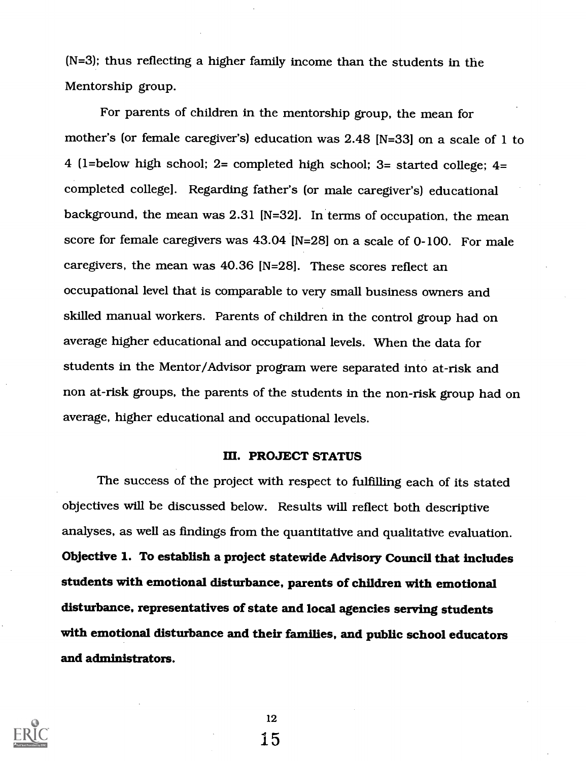(N=3); thus reflecting a higher family income than the students in the Mentorship group.

For parents of children in the mentorship group, the mean for mother's (or female caregiver's) education was 2.48 [N=33] on a scale of 1 to 4 [1=below high school; 2= completed high school; 3= started college; 4= completed college]. Regarding father's (or male caregiver's) educational background, the mean was 2.31 [N=32]. In terms of occupation, the mean score for female caregivers was 43.04 [N=28] on a scale of 0-100. For male caregivers, the mean was 40.36 [N=28]. These scores reflect an occupational level that is comparable to very small business owners and skilled manual workers. Parents of children in the control group had on average higher educational and occupational levels. When the data for students in the Mentor/Advisor program were separated into at-risk and non at-risk groups, the parents of the students in the non-risk group had on average, higher educational and occupational levels.

## III. PROJECT STATUS

The success of the project with respect to fulfilling each of its stated objectives will be discussed below. Results will reflect both descriptive analyses, as well as findings from the quantitative and qualitative evaluation.

**Objective 1. To establish a project statewide Advisory Council that includes students with emotional disturbance, parents of children with emotional disturbance, representatives of state and local agencies serving students with emotional disturbance and their families, and public school educators and administrators.**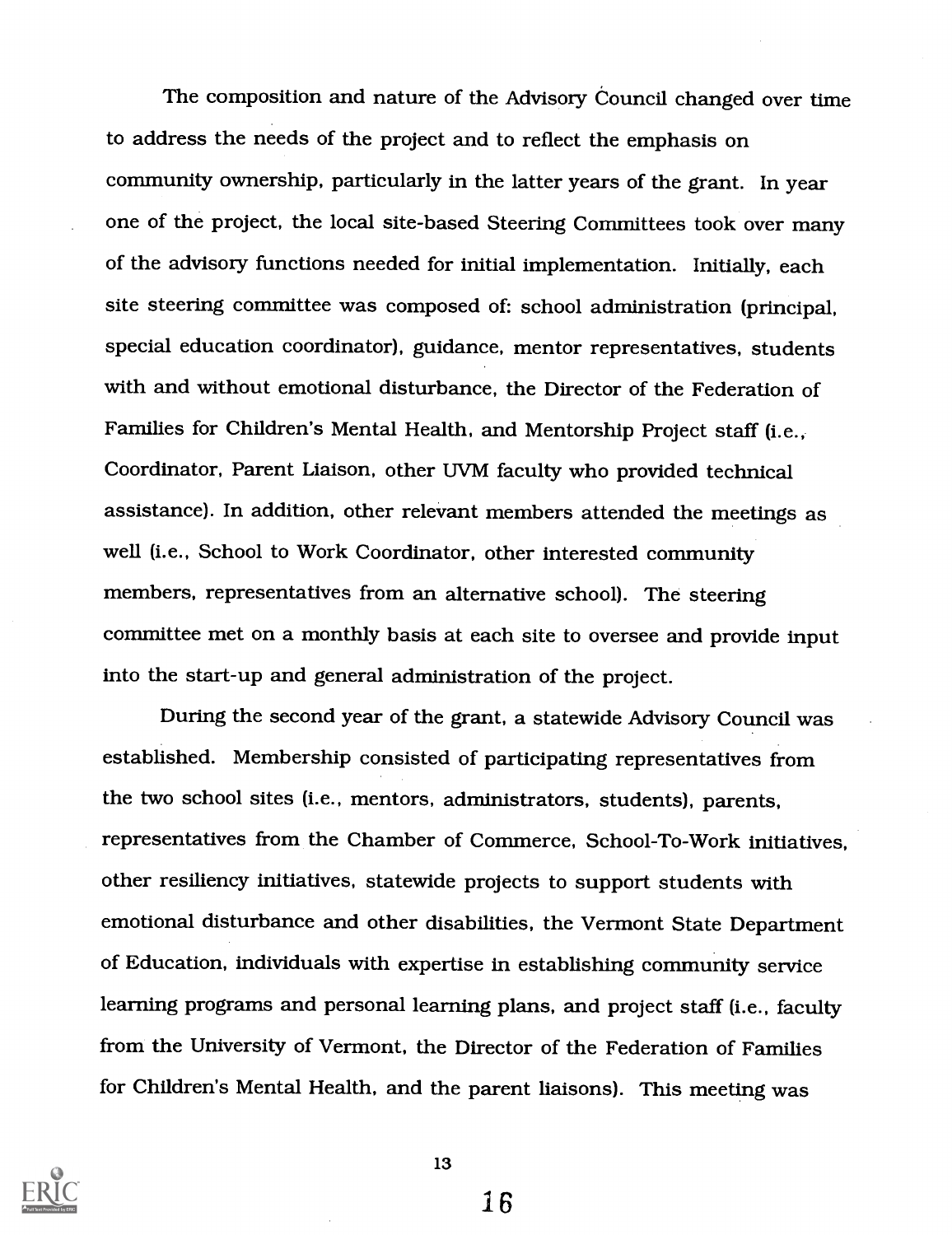The composition and nature of the Advisory Council changed over time to address the needs of the project and to reflect the emphasis on community ownership, particularly in the latter years of the grant. In year one of the project, the local site-based Steering Committees took over many of the advisory functions needed for initial implementation. Initially, each site steering committee was composed of: school administration (principal, special education coordinator), guidance, mentor representatives, students with and without emotional disturbance, the Director of the Federation of Families for Children's Mental Health, and Mentorship Project staff (i.e., Coordinator, Parent Liaison, other UVM faculty who provided technical assistance). In addition, other relevant members attended the meetings as well (i.e., School to Work Coordinator, other interested community members, representatives from an alternative school). The steering committee met on a monthly basis at each site to oversee and provide input into the start-up and general administration of the project.

During the second year of the grant, a statewide Advisory Council was established. Membership consisted of participating representatives from the two school sites (i.e., mentors, administrators, students), parents, representatives from the Chamber of Commerce, School-To-Work initiatives, other resiliency initiatives, statewide projects to support students with emotional disturbance and other disabilities, the Vermont State Department of Education, individuals with expertise in establishing community service learning programs and personal learning plans, and project staff (i.e., faculty from the University of Vermont, the Director of the Federation of Families for Children's Mental Health, and the parent liaisons). This meeting was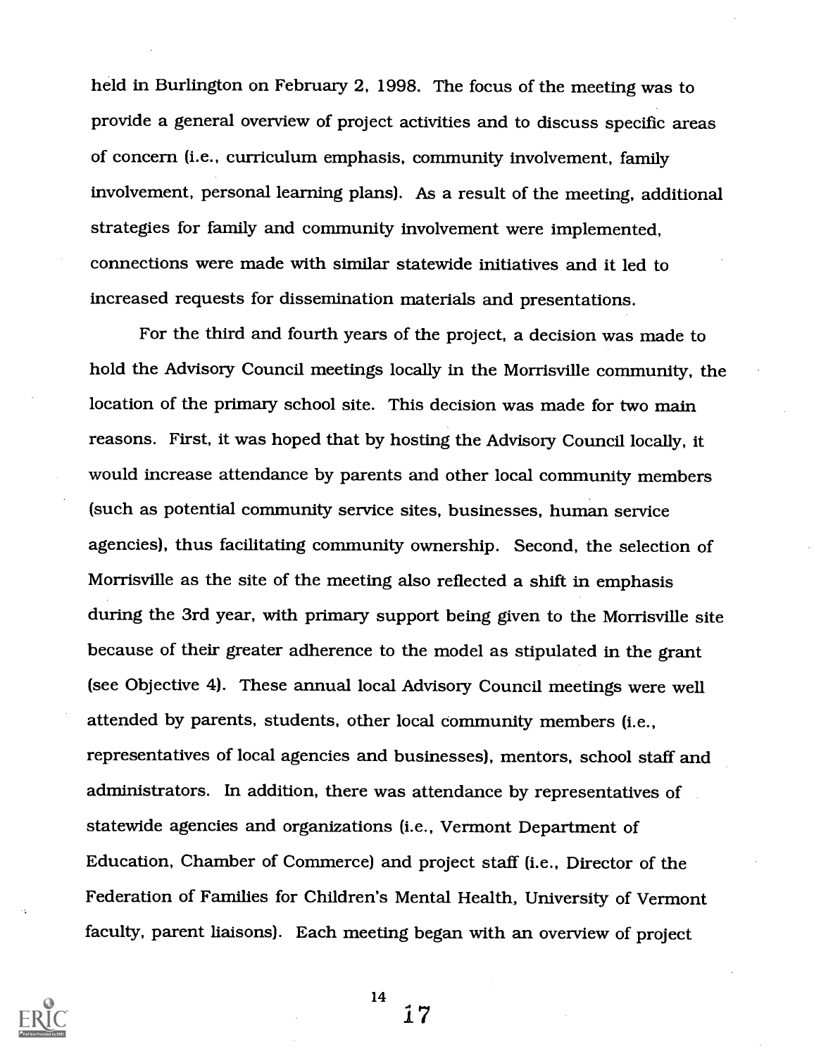held in Burlington on February 2, 1998. The focus of the meeting was to provide a general overview of project activities and to discuss specific areas of concern (i.e., curriculum emphasis, community involvement, family involvement, personal learning plans). As a result of the meeting, additional strategies for family and community involvement were implemented, connections were made with similar statewide initiatives and it led to increased requests for dissemination materials and presentations.

For the third and fourth years of the project, a decision was made to hold the Advisory Council meetings locally in the Morrisville community, the location of the primary school site. This decision was made for two main reasons. First, it was hoped that by hosting the Advisory Council locally, it would increase attendance by parents and other local community members (such as potential community service sites, businesses, human service agencies), thus facilitating community ownership. Second, the selection of Morrisville as the site of the meeting also reflected a shift in emphasis during the 3rd year, with primary support being given to the Morrisville site because of their greater adherence to the model as stipulated in the grant (see Objective 4). These annual local Advisory Council meetings were well attended by parents, students, other local community members (i.e., representatives of local agencies and businesses), mentors, school staff and administrators. In addition, there was attendance by representatives of statewide agencies and organizations (i.e., Vermont Department of Education, Chamber of Commerce) and project staff (i.e., Director of the Federation of Families for Children's Mental Health, University of Vermont faculty, parent liaisons). Each meeting began with an overview of project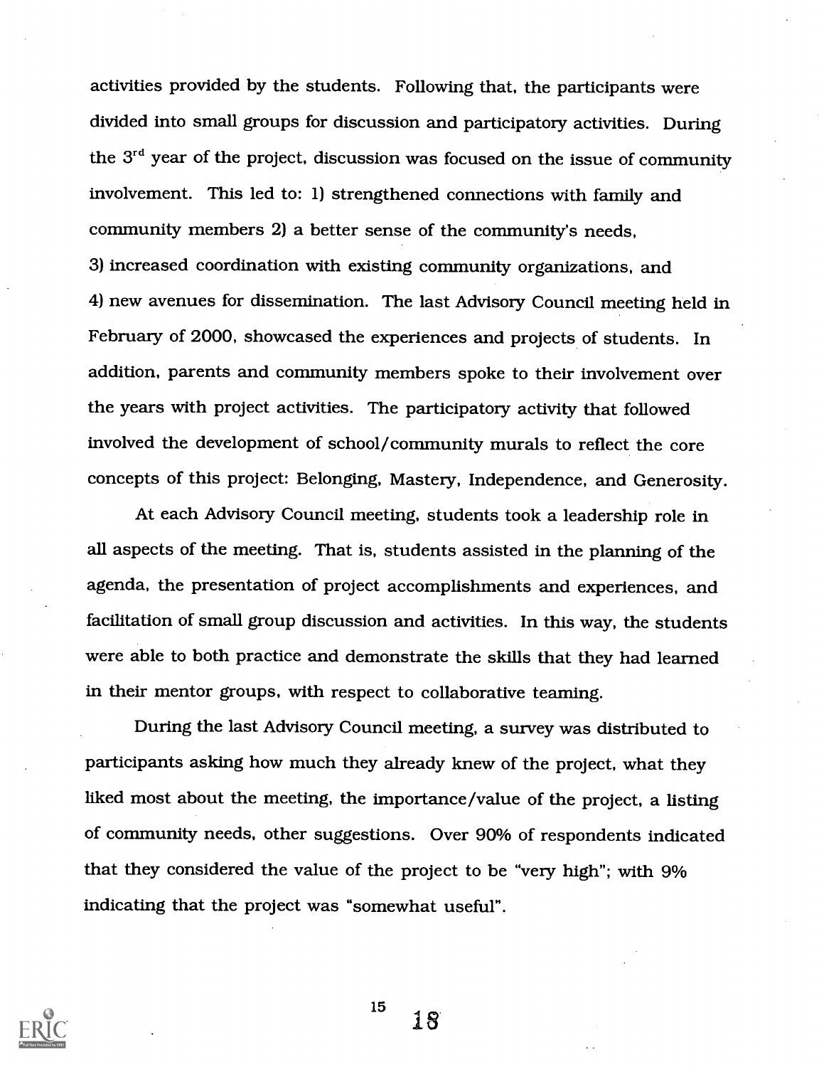activities provided by the students. Following that, the participants were divided into small groups for discussion and participatory activities. During the 3rd year of the project, discussion was focused on the issue of community involvement. This led to: 1) strengthened connections with family and community members 2) a better sense of the community's needs, 3) increased coordination with existing community organizations, and 4) new avenues for dissemination. The last Advisory Council meeting held in February of 2000, showcased the experiences and projects of students. In addition, parents and community members spoke to their involvement over the years with project activities. The participatory activity that followed involved the development of school/community murals to reflect the core concepts of this project: Belonging, Mastery, Independence, and Generosity.

At each Advisory Council meeting, students took a leadership role in all aspects of the meeting. That is, students assisted in the planning of the agenda, the presentation of project accomplishments and experiences, and facilitation of small group discussion and activities. In this way, the students were able to both practice and demonstrate the skills that they had learned in their mentor groups, with respect to collaborative teaming.

During the last Advisory Council meeting, a survey was distributed to participants asking how much they already knew of the project, what they liked most about the meeting, the importance/value of the project, a listing of community needs, other suggestions. Over 90% of respondents indicated that they considered the value of the project to be "very high"; with 9% indicating that the project was "somewhat useful".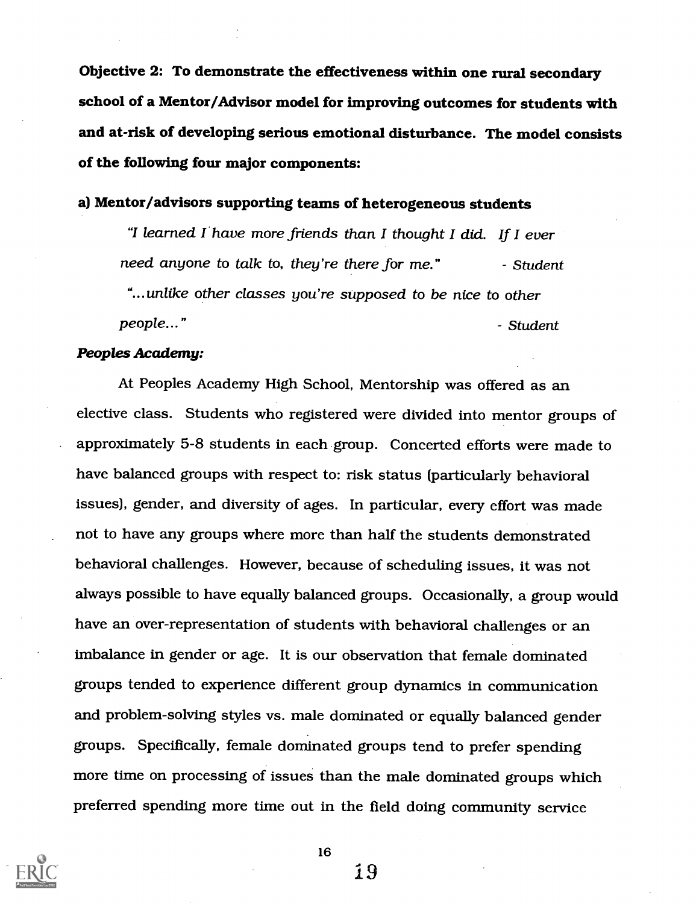**Objective 2: To demonstrate the effectiveness within one rural secondary school of a Mentor/Advisor model for improving outcomes for students with and at-risk of developing serious emotional disturbance. The model consists of the following four major components:**

**a) Mentor/advisors supporting teams of heterogeneous students**

> *"I learned I have more friends than I thought I did. If I ever need anyone to talk to, they're there for me."* - *Student*
>
> *"...unlike other classes you're supposed to be nice to other people..."* - *Student*

***Peoples Academy:***

At Peoples Academy High School, Mentorship was offered as an elective class. Students who registered were divided into mentor groups of approximately 5-8 students in each group. Concerted efforts were made to have balanced groups with respect to: risk status (particularly behavioral issues), gender, and diversity of ages. In particular, every effort was made not to have any groups where more than half the students demonstrated behavioral challenges. However, because of scheduling issues, it was not always possible to have equally balanced groups. Occasionally, a group would have an over-representation of students with behavioral challenges or an imbalance in gender or age. It is our observation that female dominated groups tended to experience different group dynamics in communication and problem-solving styles vs. male dominated or equally balanced gender groups. Specifically, female dominated groups tend to prefer spending more time on processing of issues than the male dominated groups which preferred spending more time out in the field doing community service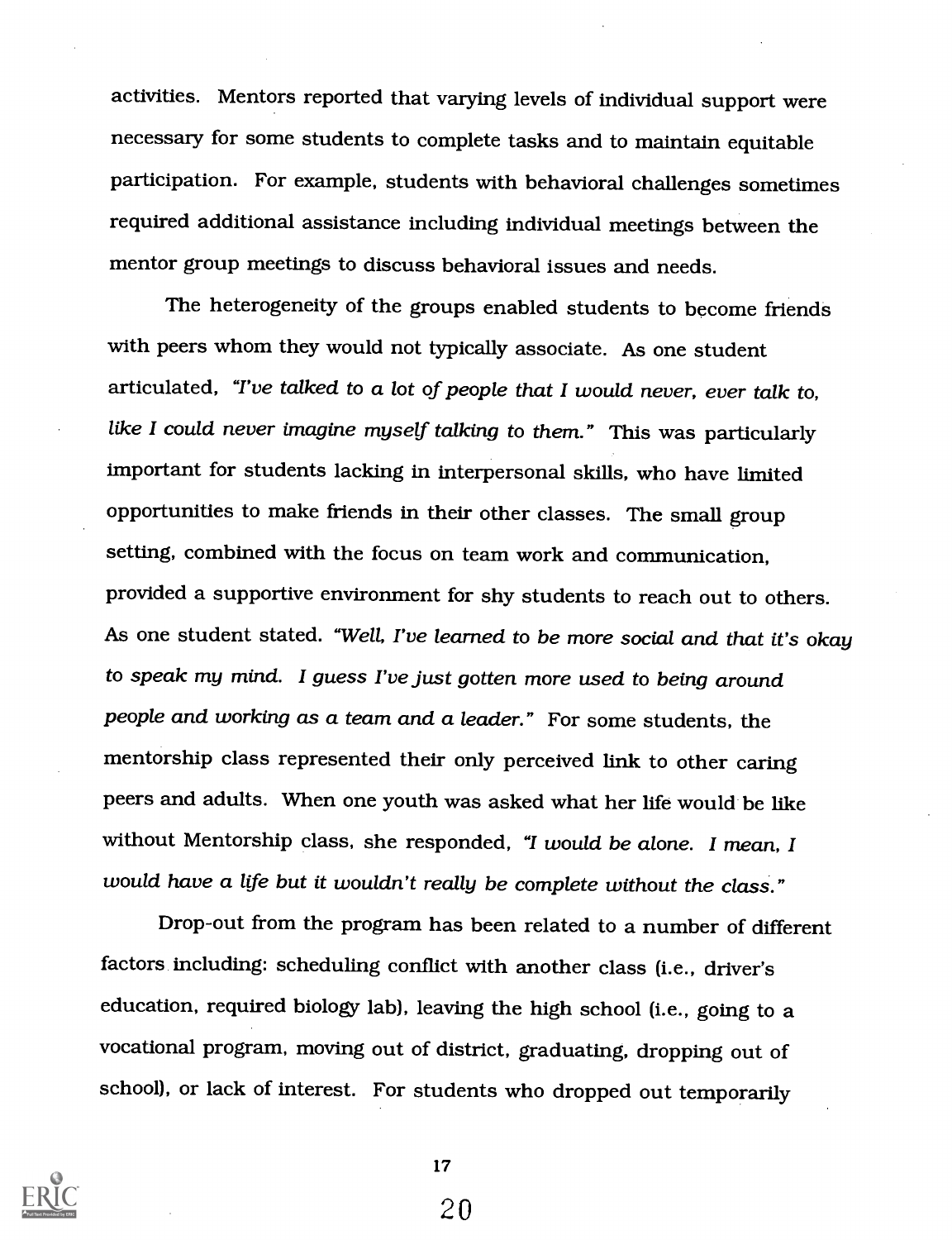activities. Mentors reported that varying levels of individual support were necessary for some students to complete tasks and to maintain equitable participation. For example, students with behavioral challenges sometimes required additional assistance including individual meetings between the mentor group meetings to discuss behavioral issues and needs.

The heterogeneity of the groups enabled students to become friends with peers whom they would not typically associate. As one student articulated, *"I've talked to a lot of people that I would never, ever talk to, like I could never imagine myself talking to them."* This was particularly important for students lacking in interpersonal skills, who have limited opportunities to make friends in their other classes. The small group setting, combined with the focus on team work and communication, provided a supportive environment for shy students to reach out to others. As one student stated. *"Well, I've learned to be more social and that it's okay to speak my mind. I guess I've just gotten more used to being around people and working as a team and a leader."* For some students, the mentorship class represented their only perceived link to other caring peers and adults. When one youth was asked what her life would be like without Mentorship class, she responded, *"I would be alone. I mean, I would have a life but it wouldn't really be complete without the class."*

Drop-out from the program has been related to a number of different factors including: scheduling conflict with another class (i.e., driver's education, required biology lab), leaving the high school (i.e., going to a vocational program, moving out of district, graduating, dropping out of school), or lack of interest. For students who dropped out temporarily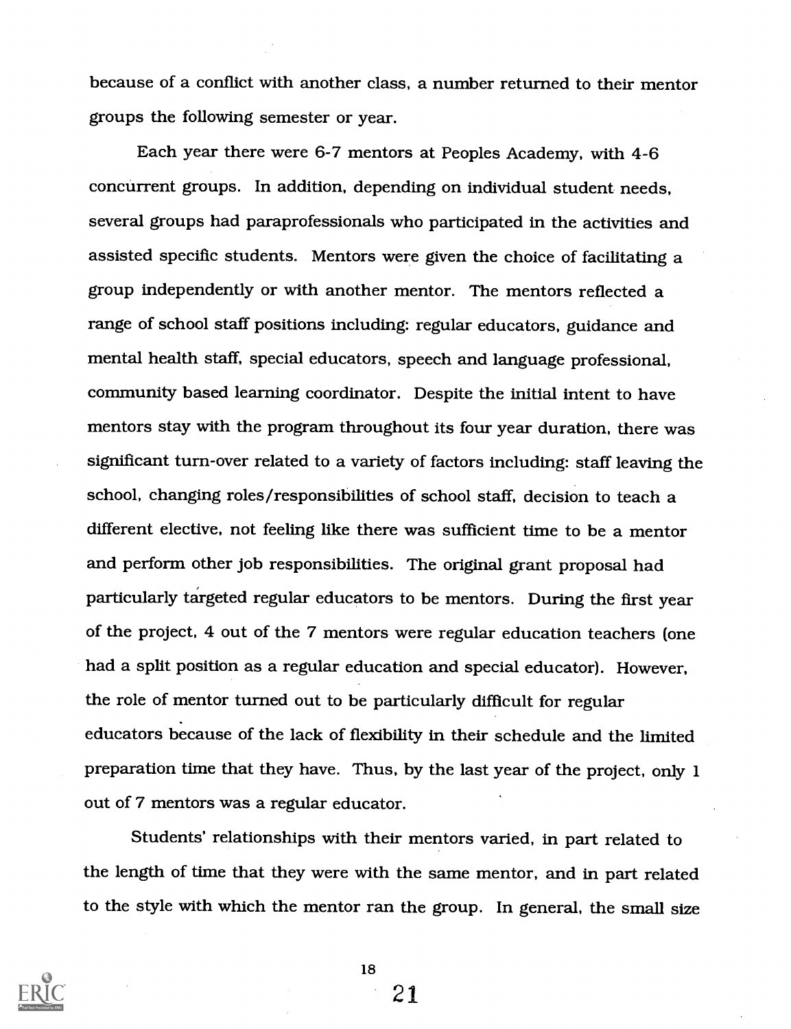because of a conflict with another class, a number returned to their mentor groups the following semester or year.

Each year there were 6-7 mentors at Peoples Academy, with 4-6 concurrent groups. In addition, depending on individual student needs, several groups had paraprofessionals who participated in the activities and assisted specific students. Mentors were given the choice of facilitating a group independently or with another mentor. The mentors reflected a range of school staff positions including: regular educators, guidance and mental health staff, special educators, speech and language professional, community based learning coordinator. Despite the initial intent to have mentors stay with the program throughout its four year duration, there was significant turn-over related to a variety of factors including: staff leaving the school, changing roles/responsibilities of school staff, decision to teach a different elective, not feeling like there was sufficient time to be a mentor and perform other job responsibilities. The original grant proposal had particularly targeted regular educators to be mentors. During the first year of the project, 4 out of the 7 mentors were regular education teachers (one had a split position as a regular education and special educator). However, the role of mentor turned out to be particularly difficult for regular educators because of the lack of flexibility in their schedule and the limited preparation time that they have. Thus, by the last year of the project, only 1 out of 7 mentors was a regular educator.

Students' relationships with their mentors varied, in part related to the length of time that they were with the same mentor, and in part related to the style with which the mentor ran the group. In general, the small size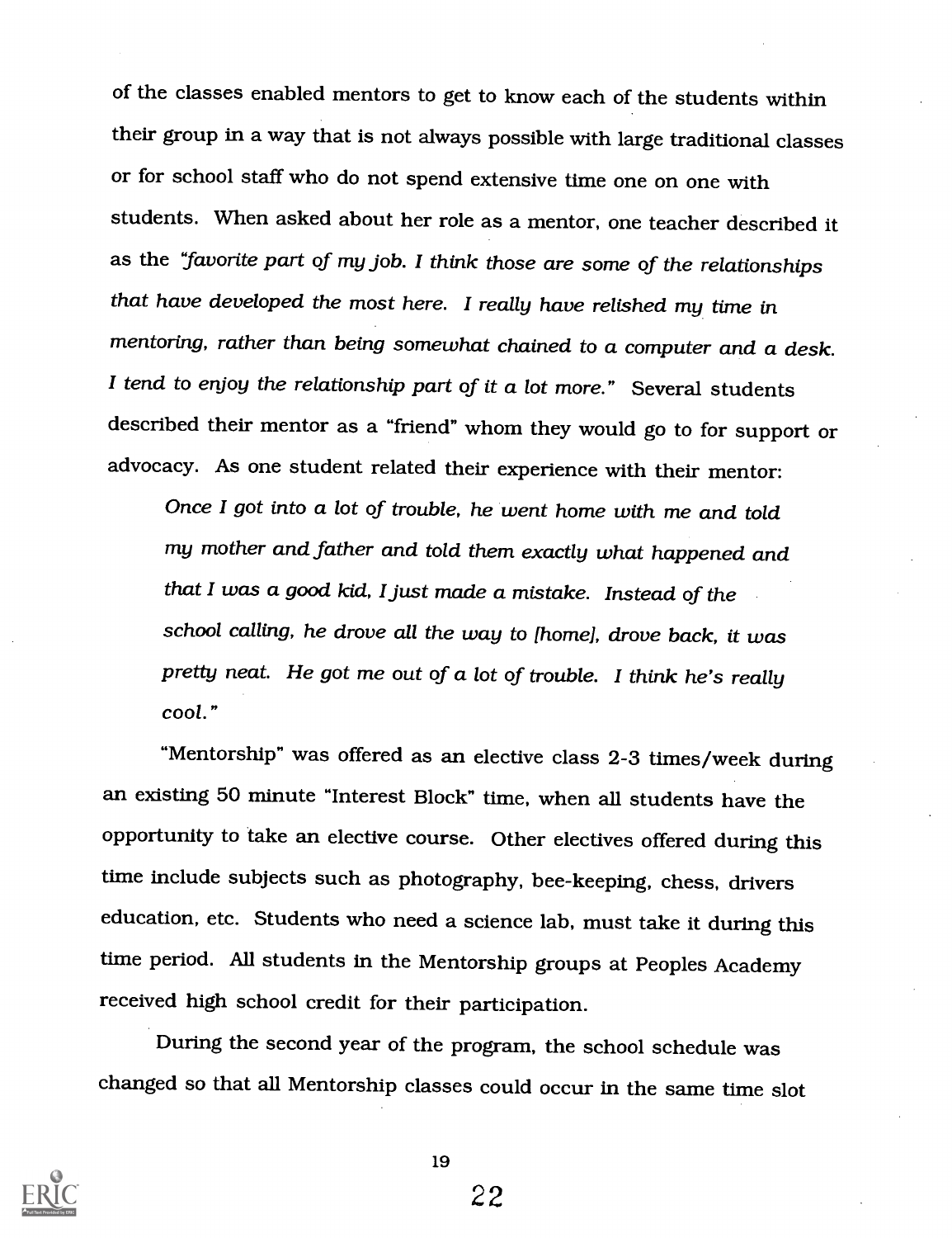of the classes enabled mentors to get to know each of the students within their group in a way that is not always possible with large traditional classes or for school staff who do not spend extensive time one on one with students. When asked about her role as a mentor, one teacher described it as the *"favorite part of my job. I think those are some of the relationships that have developed the most here. I really have relished my time in mentoring, rather than being somewhat chained to a computer and a desk. I tend to enjoy the relationship part of it a lot more."* Several students described their mentor as a "friend" whom they would go to for support or advocacy. As one student related their experience with their mentor:

> *Once I got into a lot of trouble, he went home with me and told my mother and father and told them exactly what happened and that I was a good kid, I just made a mistake. Instead of the school calling, he drove all the way to [home], drove back, it was pretty neat. He got me out of a lot of trouble. I think he's really cool."*

"Mentorship" was offered as an elective class 2-3 times/week during an existing 50 minute "Interest Block" time, when all students have the opportunity to take an elective course. Other electives offered during this time include subjects such as photography, bee-keeping, chess, drivers education, etc. Students who need a science lab, must take it during this time period. All students in the Mentorship groups at Peoples Academy received high school credit for their participation.

During the second year of the program, the school schedule was changed so that all Mentorship classes could occur in the same time slot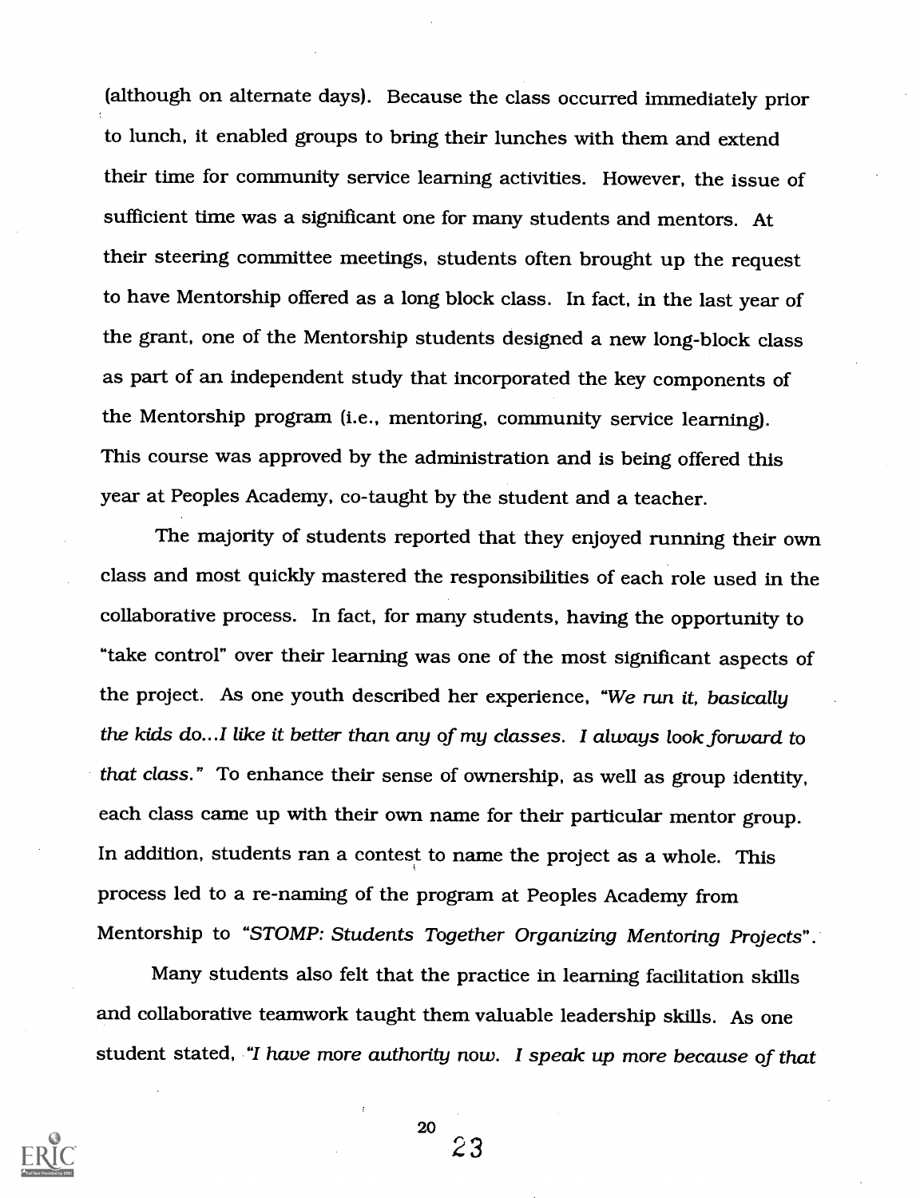(although on alternate days). Because the class occurred immediately prior to lunch, it enabled groups to bring their lunches with them and extend their time for community service learning activities. However, the issue of sufficient time was a significant one for many students and mentors. At their steering committee meetings, students often brought up the request to have Mentorship offered as a long block class. In fact, in the last year of the grant, one of the Mentorship students designed a new long-block class as part of an independent study that incorporated the key components of the Mentorship program (i.e., mentoring, community service learning). This course was approved by the administration and is being offered this year at Peoples Academy, co-taught by the student and a teacher.

The majority of students reported that they enjoyed running their own class and most quickly mastered the responsibilities of each role used in the collaborative process. In fact, for many students, having the opportunity to "take control" over their learning was one of the most significant aspects of the project. As one youth described her experience, *"We run it, basically the kids do...I like it better than any of my classes. I always look forward to that class."* To enhance their sense of ownership, as well as group identity, each class came up with their own name for their particular mentor group. In addition, students ran a contest to name the project as a whole. This process led to a re-naming of the program at Peoples Academy from Mentorship to *"STOMP: Students Together Organizing Mentoring Projects"*.

Many students also felt that the practice in learning facilitation skills and collaborative teamwork taught them valuable leadership skills. As one student stated, *"I have more authority now. I speak up more because of that*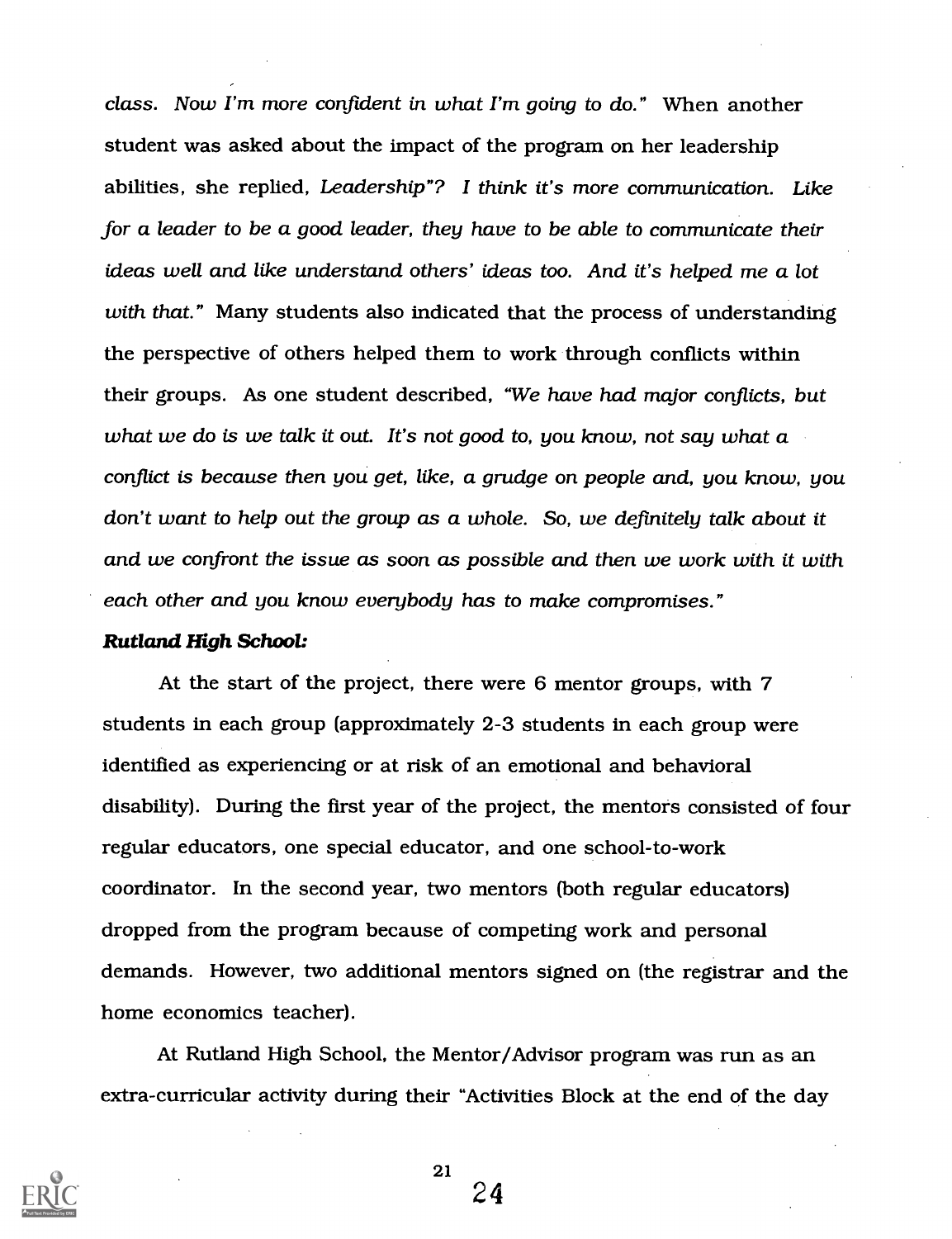*class. Now I'm more confident in what I'm going to do."* When another student was asked about the impact of the program on her leadership abilities, she replied, *Leadership"? I think it's more communication. Like for a leader to be a good leader, they have to be able to communicate their ideas well and like understand others' ideas too. And it's helped me a lot with that."* Many students also indicated that the process of understanding the perspective of others helped them to work through conflicts within their groups. As one student described, *"We have had major conflicts, but what we do is we talk it out. It's not good to, you know, not say what a conflict is because then you get, like, a grudge on people and, you know, you don't want to help out the group as a whole. So, we definitely talk about it and we confront the issue as soon as possible and then we work with it with each other and you know everybody has to make compromises."*

***Rutland High School:***

At the start of the project, there were 6 mentor groups, with 7 students in each group (approximately 2-3 students in each group were identified as experiencing or at risk of an emotional and behavioral disability). During the first year of the project, the mentors consisted of four regular educators, one special educator, and one school-to-work coordinator. In the second year, two mentors (both regular educators) dropped from the program because of competing work and personal demands. However, two additional mentors signed on (the registrar and the home economics teacher).

At Rutland High School, the Mentor/Advisor program was run as an extra-curricular activity during their "Activities Block at the end of the day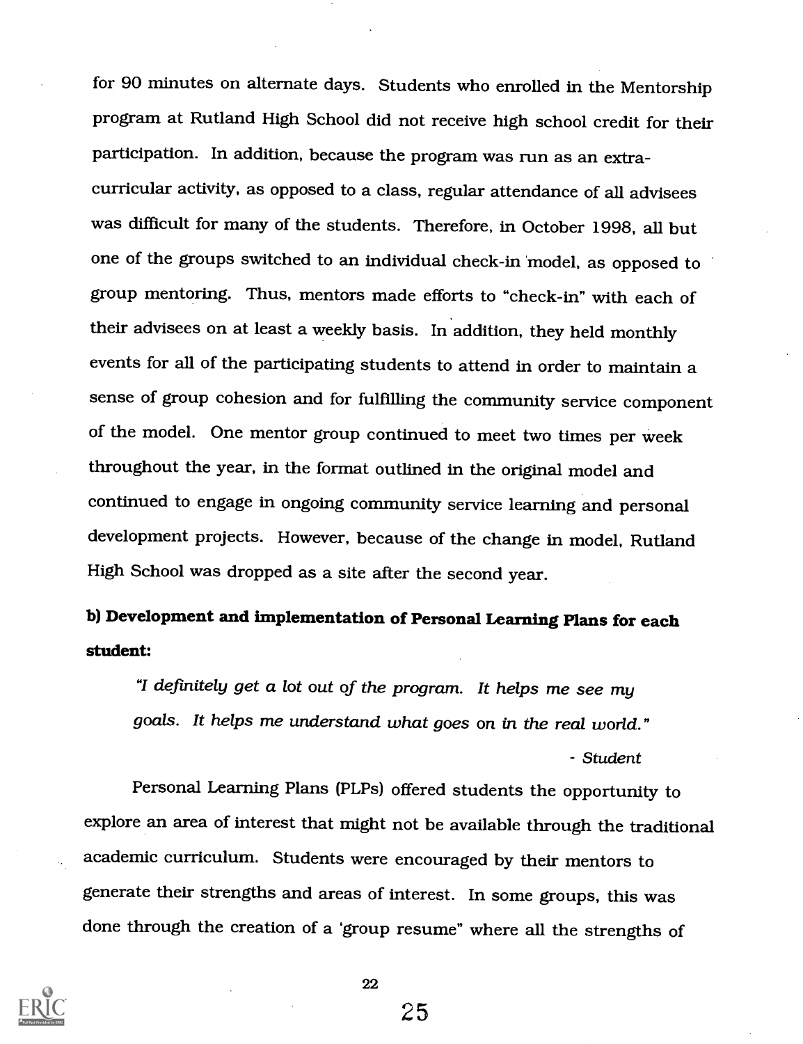for 90 minutes on alternate days. Students who enrolled in the Mentorship program at Rutland High School did not receive high school credit for their participation. In addition, because the program was run as an extra-curricular activity, as opposed to a class, regular attendance of all advisees was difficult for many of the students. Therefore, in October 1998, all but one of the groups switched to an individual check-in model, as opposed to group mentoring. Thus, mentors made efforts to "check-in" with each of their advisees on at least a weekly basis. In addition, they held monthly events for all of the participating students to attend in order to maintain a sense of group cohesion and for fulfilling the community service component of the model. One mentor group continued to meet two times per week throughout the year, in the format outlined in the original model and continued to engage in ongoing community service learning and personal development projects. However, because of the change in model, Rutland High School was dropped as a site after the second year.

**b) Development and implementation of Personal Learning Plans for each student:**

> *"I definitely get a lot out of the program. It helps me see my goals. It helps me understand what goes on in the real world."*
>
> *- Student*

Personal Learning Plans (PLPs) offered students the opportunity to explore an area of interest that might not be available through the traditional academic curriculum. Students were encouraged by their mentors to generate their strengths and areas of interest. In some groups, this was done through the creation of a 'group resume" where all the strengths of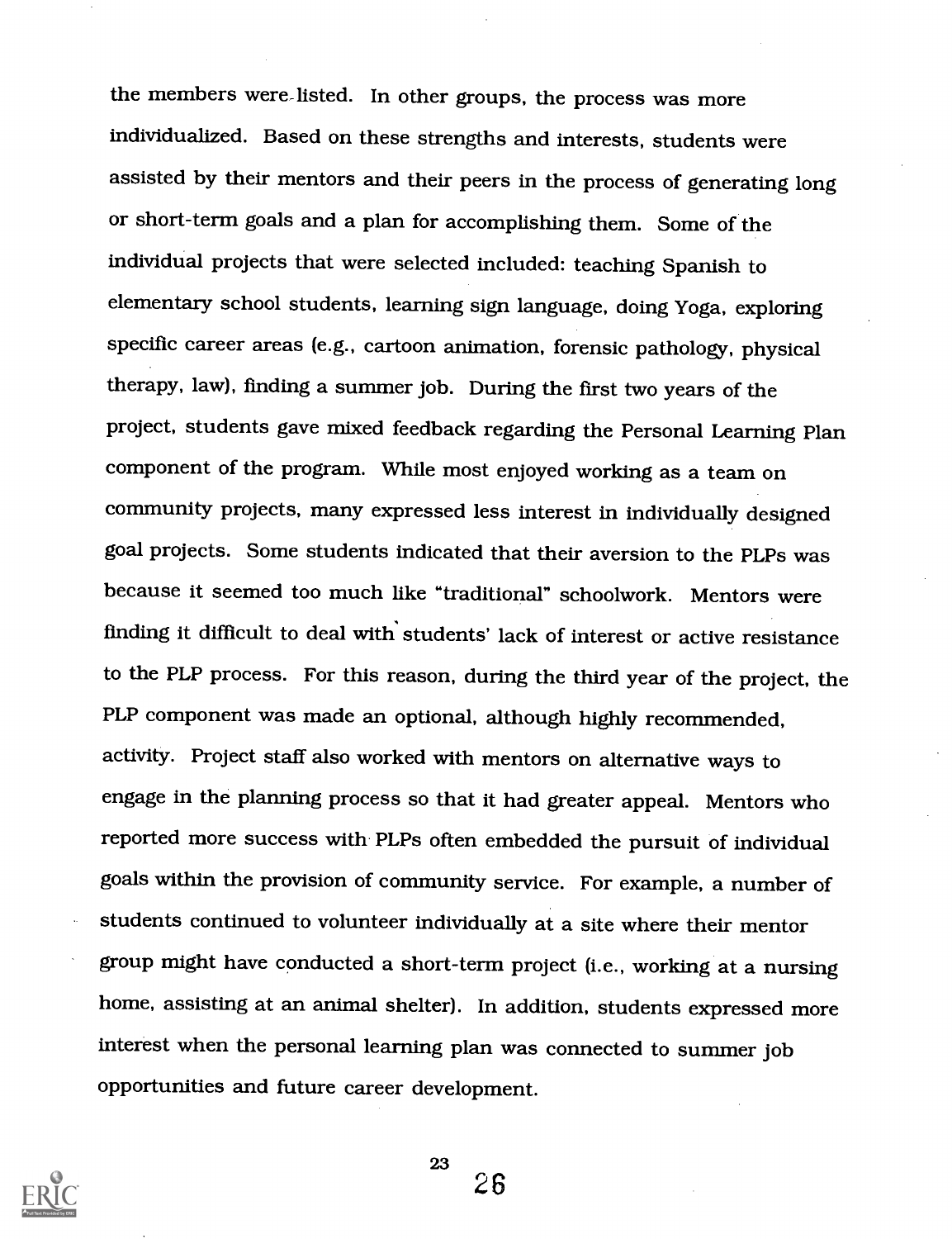the members were listed. In other groups, the process was more individualized. Based on these strengths and interests, students were assisted by their mentors and their peers in the process of generating long or short-term goals and a plan for accomplishing them. Some of the individual projects that were selected included: teaching Spanish to elementary school students, learning sign language, doing Yoga, exploring specific career areas (e.g., cartoon animation, forensic pathology, physical therapy, law), finding a summer job. During the first two years of the project, students gave mixed feedback regarding the Personal Learning Plan component of the program. While most enjoyed working as a team on community projects, many expressed less interest in individually designed goal projects. Some students indicated that their aversion to the PLPs was because it seemed too much like "traditional" schoolwork. Mentors were finding it difficult to deal with students' lack of interest or active resistance to the PLP process. For this reason, during the third year of the project, the PLP component was made an optional, although highly recommended, activity. Project staff also worked with mentors on alternative ways to engage in the planning process so that it had greater appeal. Mentors who reported more success with PLPs often embedded the pursuit of individual goals within the provision of community service. For example, a number of students continued to volunteer individually at a site where their mentor group might have conducted a short-term project (i.e., working at a nursing home, assisting at an animal shelter). In addition, students expressed more interest when the personal learning plan was connected to summer job opportunities and future career development.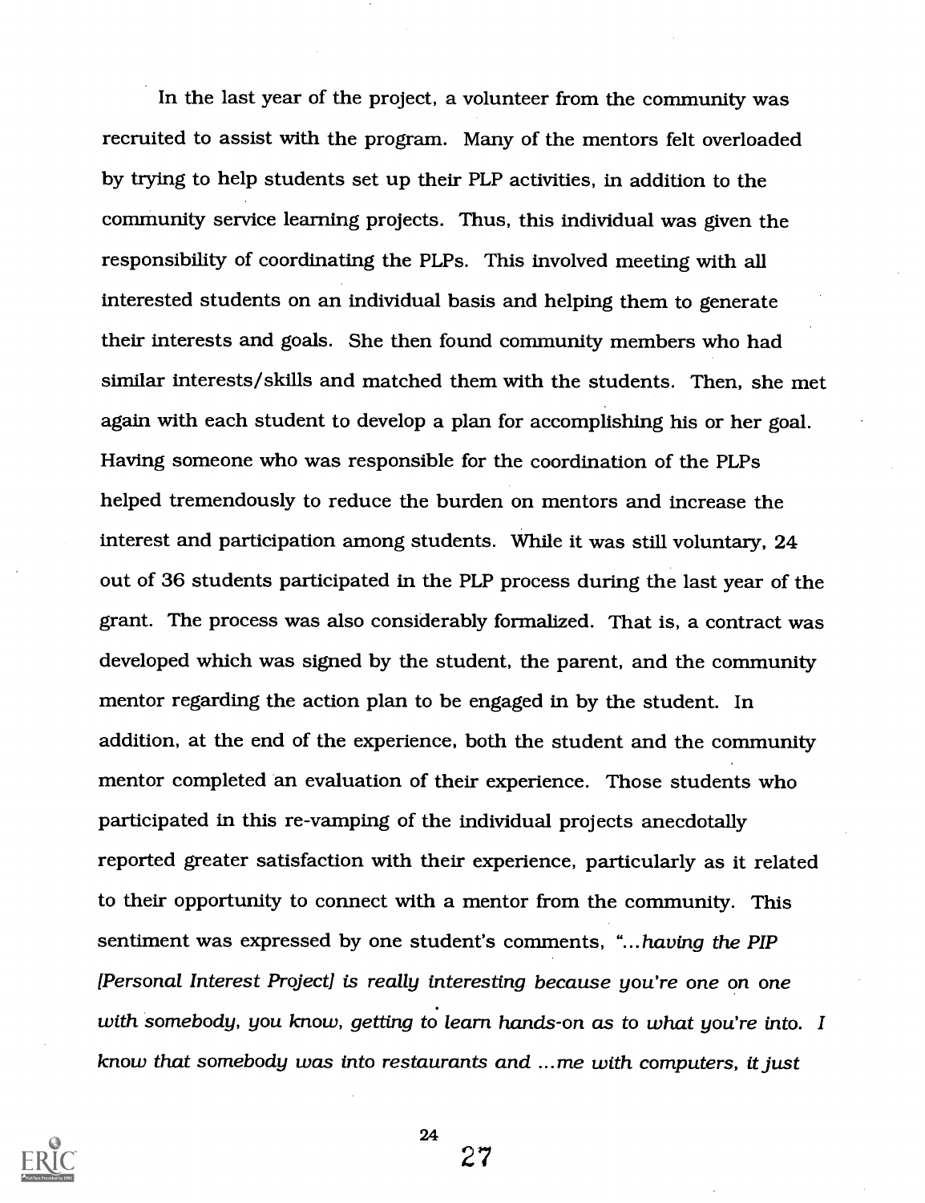In the last year of the project, a volunteer from the community was recruited to assist with the program. Many of the mentors felt overloaded by trying to help students set up their PLP activities, in addition to the community service learning projects. Thus, this individual was given the responsibility of coordinating the PLPs. This involved meeting with all interested students on an individual basis and helping them to generate their interests and goals. She then found community members who had similar interests/skills and matched them with the students. Then, she met again with each student to develop a plan for accomplishing his or her goal. Having someone who was responsible for the coordination of the PLPs helped tremendously to reduce the burden on mentors and increase the interest and participation among students. While it was still voluntary, 24 out of 36 students participated in the PLP process during the last year of the grant. The process was also considerably formalized. That is, a contract was developed which was signed by the student, the parent, and the community mentor regarding the action plan to be engaged in by the student. In addition, at the end of the experience, both the student and the community mentor completed an evaluation of their experience. Those students who participated in this re-vamping of the individual projects anecdotally reported greater satisfaction with their experience, particularly as it related to their opportunity to connect with a mentor from the community. This sentiment was expressed by one student's comments, "*...having the PIP [Personal Interest Project] is really interesting because you're one on one with somebody, you know, getting to learn hands-on as to what you're into. I know that somebody was into restaurants and ...me with computers, it just*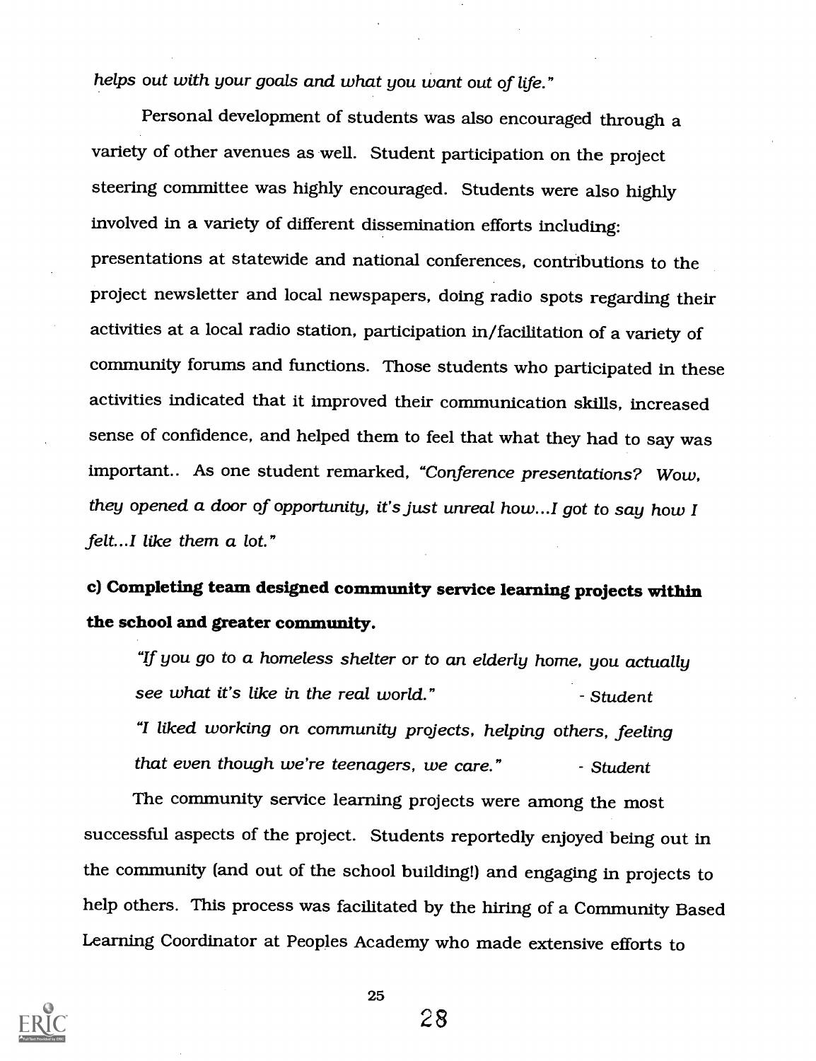*helps out with your goals and what you want out of life."*

Personal development of students was also encouraged through a variety of other avenues as well. Student participation on the project steering committee was highly encouraged. Students were also highly involved in a variety of different dissemination efforts including: presentations at statewide and national conferences, contributions to the project newsletter and local newspapers, doing radio spots regarding their activities at a local radio station, participation in/facilitation of a variety of community forums and functions. Those students who participated in these activities indicated that it improved their communication skills, increased sense of confidence, and helped them to feel that what they had to say was important.. As one student remarked, *"Conference presentations? Wow, they opened a door of opportunity, it's just unreal how...I got to say how I felt...I like them a lot."*

**c) Completing team designed community service learning projects within the school and greater community.**

> *"If you go to a homeless shelter or to an elderly home, you actually see what it's like in the real world."* - *Student*
>
> *"I liked working on community projects, helping others, feeling that even though we're teenagers, we care."* - *Student*

The community service learning projects were among the most successful aspects of the project. Students reportedly enjoyed being out in the community (and out of the school building!) and engaging in projects to help others. This process was facilitated by the hiring of a Community Based Learning Coordinator at Peoples Academy who made extensive efforts to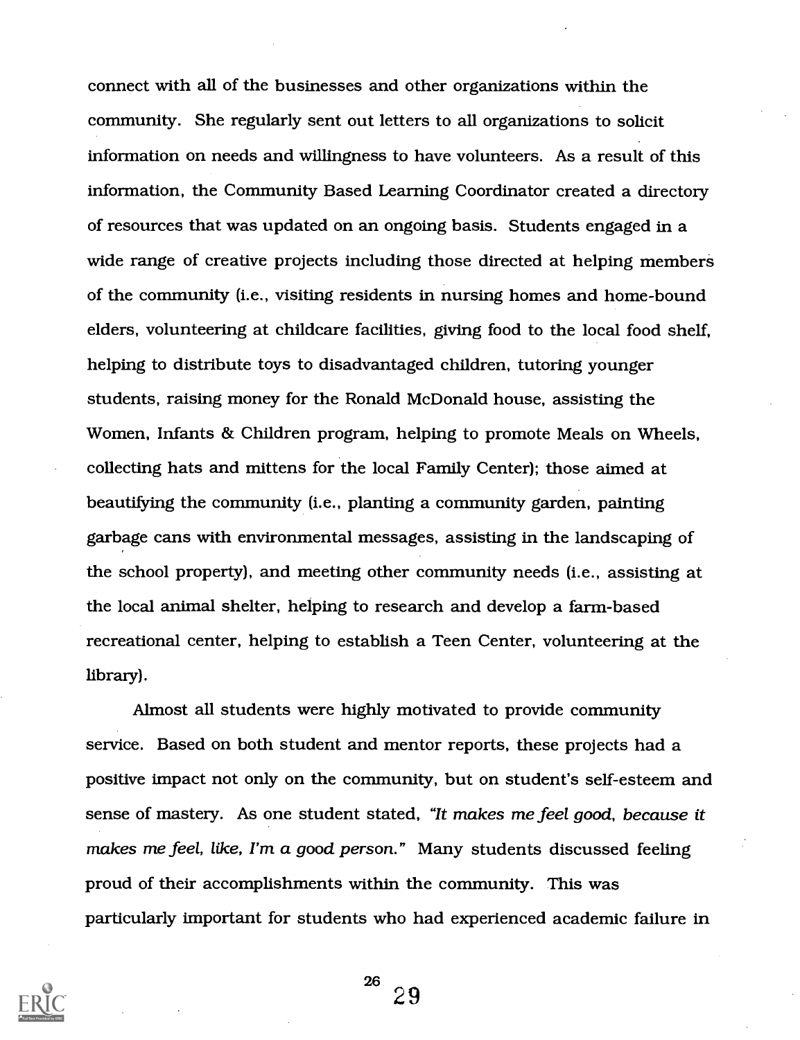connect with all of the businesses and other organizations within the community. She regularly sent out letters to all organizations to solicit information on needs and willingness to have volunteers. As a result of this information, the Community Based Learning Coordinator created a directory of resources that was updated on an ongoing basis. Students engaged in a wide range of creative projects including those directed at helping members of the community (i.e., visiting residents in nursing homes and home-bound elders, volunteering at childcare facilities, giving food to the local food shelf, helping to distribute toys to disadvantaged children, tutoring younger students, raising money for the Ronald McDonald house, assisting the Women, Infants & Children program, helping to promote Meals on Wheels, collecting hats and mittens for the local Family Center); those aimed at beautifying the community (i.e., planting a community garden, painting garbage cans with environmental messages, assisting in the landscaping of the school property), and meeting other community needs (i.e., assisting at the local animal shelter, helping to research and develop a farm-based recreational center, helping to establish a Teen Center, volunteering at the library).

Almost all students were highly motivated to provide community service. Based on both student and mentor reports, these projects had a positive impact not only on the community, but on student's self-esteem and sense of mastery. As one student stated, *"It makes me feel good, because it makes me feel, like, I'm a good person."* Many students discussed feeling proud of their accomplishments within the community. This was particularly important for students who had experienced academic failure in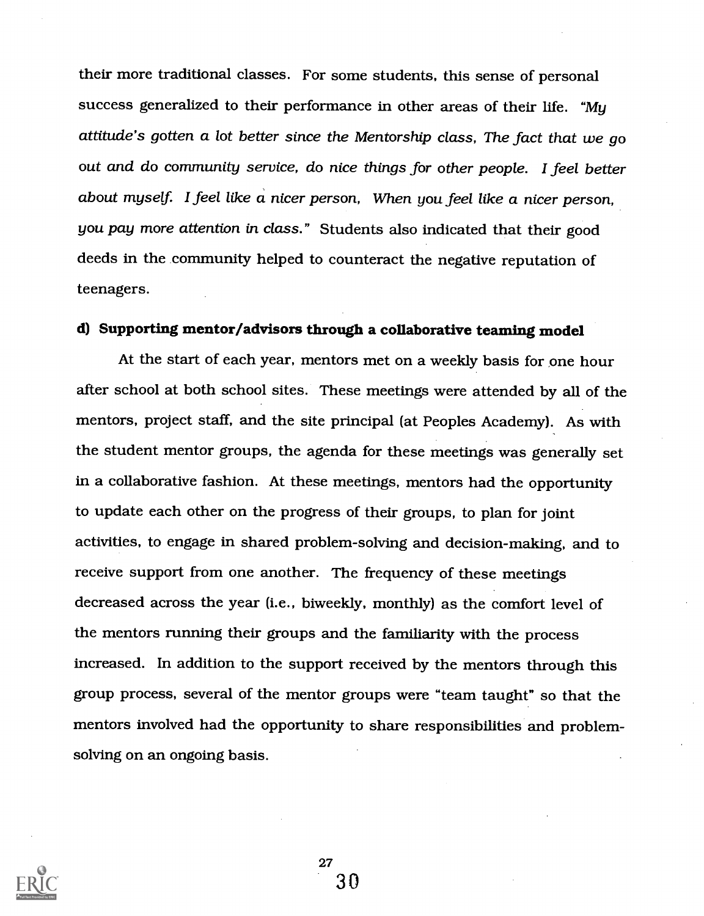their more traditional classes. For some students, this sense of personal success generalized to their performance in other areas of their life. *"My attitude's gotten a lot better since the Mentorship class, The fact that we go out and do community service, do nice things for other people. I feel better about myself. I feel like a nicer person, When you feel like a nicer person, you pay more attention in class."* Students also indicated that their good deeds in the community helped to counteract the negative reputation of teenagers.

**d) Supporting mentor/advisors through a collaborative teaming model**

At the start of each year, mentors met on a weekly basis for one hour after school at both school sites. These meetings were attended by all of the mentors, project staff, and the site principal (at Peoples Academy). As with the student mentor groups, the agenda for these meetings was generally set in a collaborative fashion. At these meetings, mentors had the opportunity to update each other on the progress of their groups, to plan for joint activities, to engage in shared problem-solving and decision-making, and to receive support from one another. The frequency of these meetings decreased across the year (i.e., biweekly, monthly) as the comfort level of the mentors running their groups and the familiarity with the process increased. In addition to the support received by the mentors through this group process, several of the mentor groups were "team taught" so that the mentors involved had the opportunity to share responsibilities and problem-solving on an ongoing basis.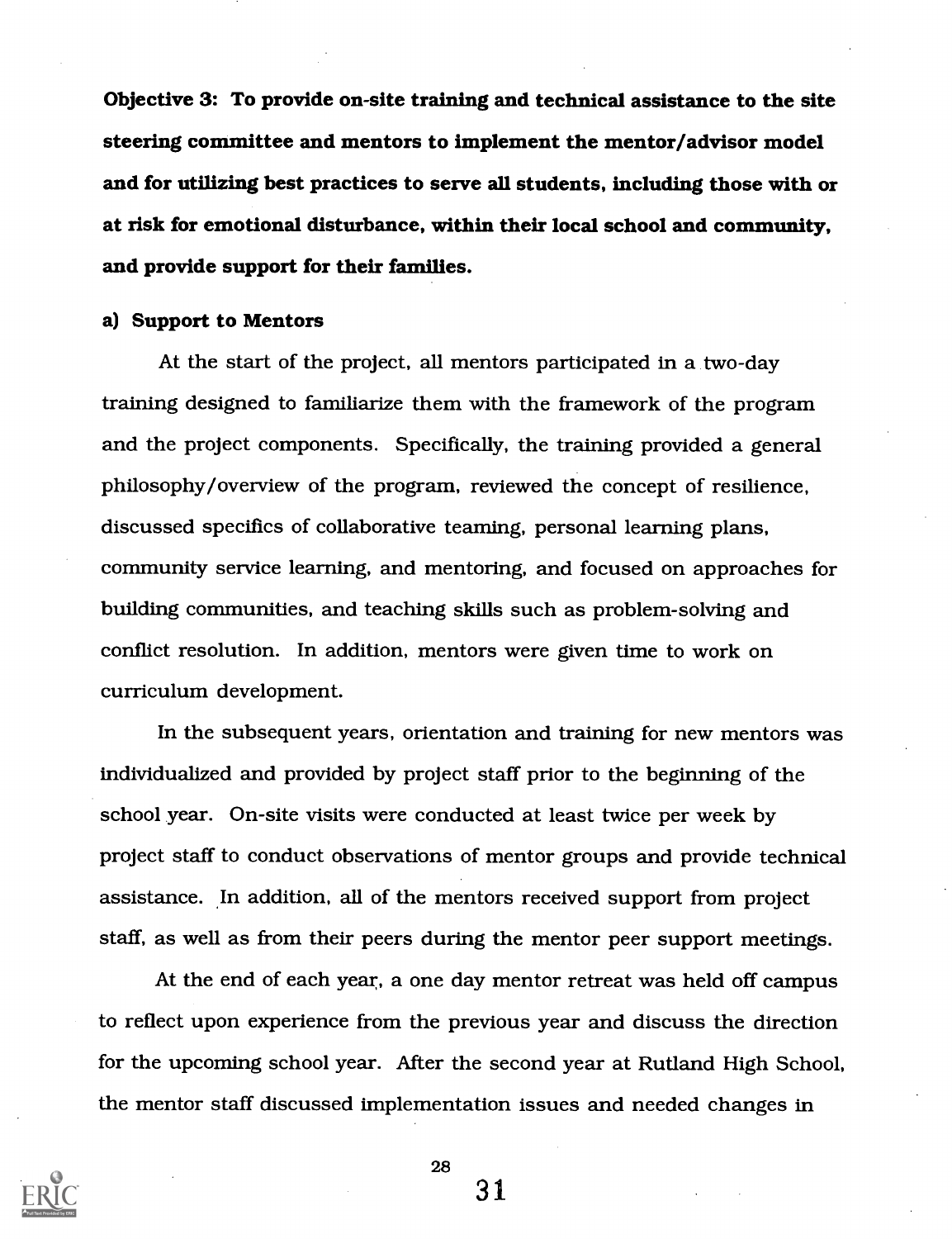**Objective 3: To provide on-site training and technical assistance to the site steering committee and mentors to implement the mentor/advisor model and for utilizing best practices to serve all students, including those with or at risk for emotional disturbance, within their local school and community, and provide support for their families.**

**a) Support to Mentors**

At the start of the project, all mentors participated in a two-day training designed to familiarize them with the framework of the program and the project components. Specifically, the training provided a general philosophy/overview of the program, reviewed the concept of resilience, discussed specifics of collaborative teaming, personal learning plans, community service learning, and mentoring, and focused on approaches for building communities, and teaching skills such as problem-solving and conflict resolution. In addition, mentors were given time to work on curriculum development.

In the subsequent years, orientation and training for new mentors was individualized and provided by project staff prior to the beginning of the school year. On-site visits were conducted at least twice per week by project staff to conduct observations of mentor groups and provide technical assistance. In addition, all of the mentors received support from project staff, as well as from their peers during the mentor peer support meetings.

At the end of each year, a one day mentor retreat was held off campus to reflect upon experience from the previous year and discuss the direction for the upcoming school year. After the second year at Rutland High School, the mentor staff discussed implementation issues and needed changes in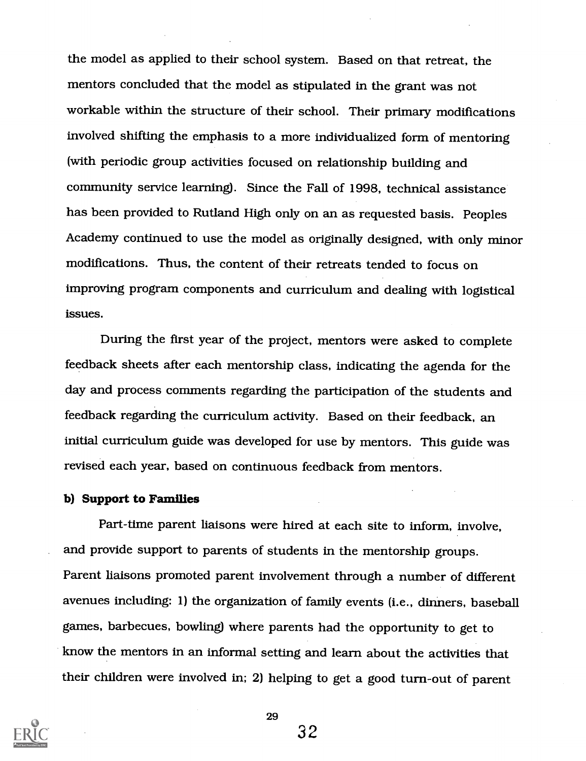the model as applied to their school system. Based on that retreat, the mentors concluded that the model as stipulated in the grant was not workable within the structure of their school. Their primary modifications involved shifting the emphasis to a more individualized form of mentoring (with periodic group activities focused on relationship building and community service learning). Since the Fall of 1998, technical assistance has been provided to Rutland High only on an as requested basis. Peoples Academy continued to use the model as originally designed, with only minor modifications. Thus, the content of their retreats tended to focus on improving program components and curriculum and dealing with logistical issues.

During the first year of the project, mentors were asked to complete feedback sheets after each mentorship class, indicating the agenda for the day and process comments regarding the participation of the students and feedback regarding the curriculum activity. Based on their feedback, an initial curriculum guide was developed for use by mentors. This guide was revised each year, based on continuous feedback from mentors.

**b) Support to Families**

Part-time parent liaisons were hired at each site to inform, involve, and provide support to parents of students in the mentorship groups. Parent liaisons promoted parent involvement through a number of different avenues including: 1) the organization of family events (i.e., dinners, baseball games, barbecues, bowling) where parents had the opportunity to get to know the mentors in an informal setting and learn about the activities that their children were involved in; 2) helping to get a good turn-out of parent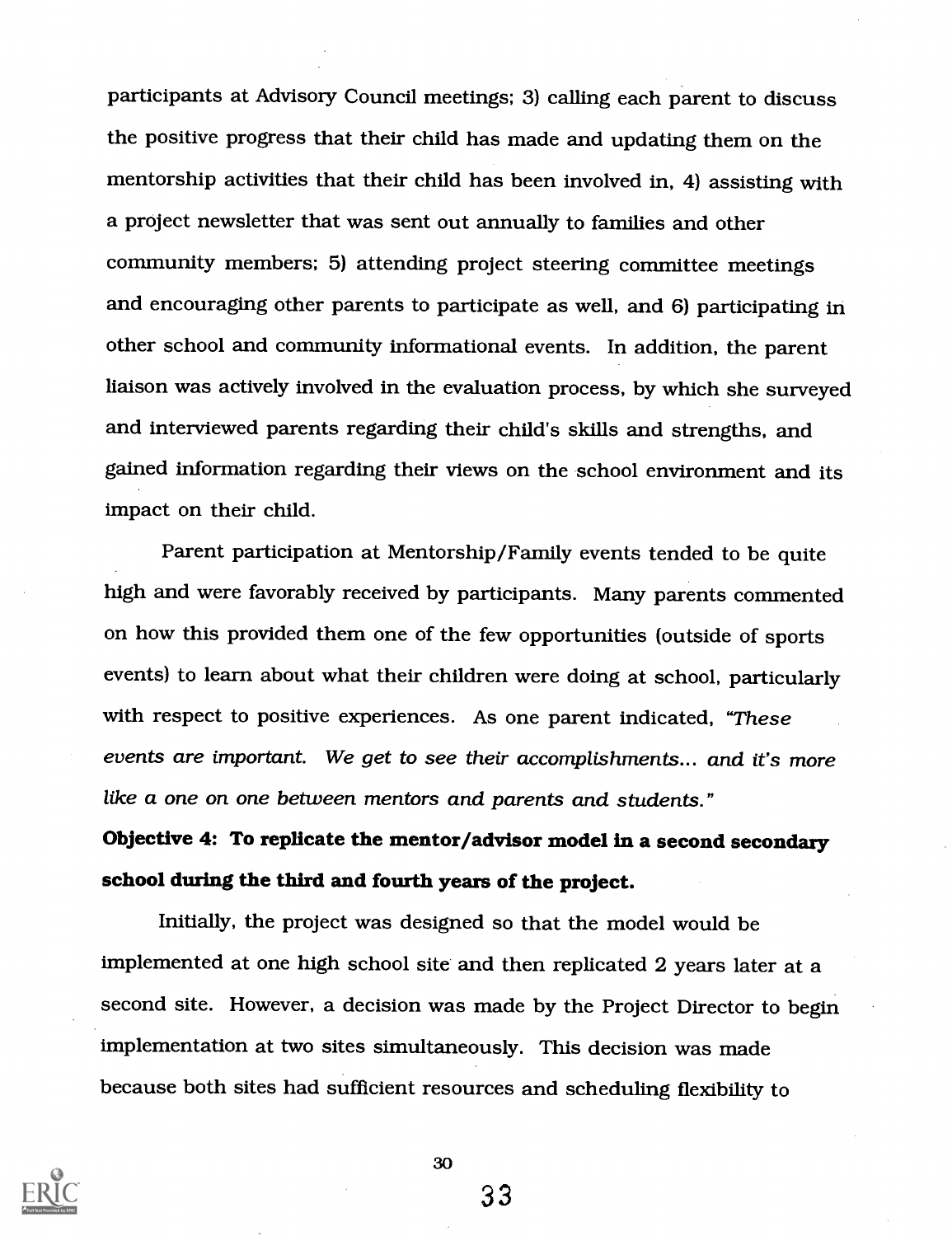participants at Advisory Council meetings; 3) calling each parent to discuss the positive progress that their child has made and updating them on the mentorship activities that their child has been involved in, 4) assisting with a project newsletter that was sent out annually to families and other community members; 5) attending project steering committee meetings and encouraging other parents to participate as well, and 6) participating in other school and community informational events. In addition, the parent liaison was actively involved in the evaluation process, by which she surveyed and interviewed parents regarding their child's skills and strengths, and gained information regarding their views on the school environment and its impact on their child.

Parent participation at Mentorship/Family events tended to be quite high and were favorably received by participants. Many parents commented on how this provided them one of the few opportunities (outside of sports events) to learn about what their children were doing at school, particularly with respect to positive experiences. As one parent indicated, *"These events are important. We get to see their accomplishments... and it's more like a one on one between mentors and parents and students."*

**Objective 4: To replicate the mentor/advisor model in a second secondary school during the third and fourth years of the project.**

Initially, the project was designed so that the model would be implemented at one high school site and then replicated 2 years later at a second site. However, a decision was made by the Project Director to begin implementation at two sites simultaneously. This decision was made because both sites had sufficient resources and scheduling flexibility to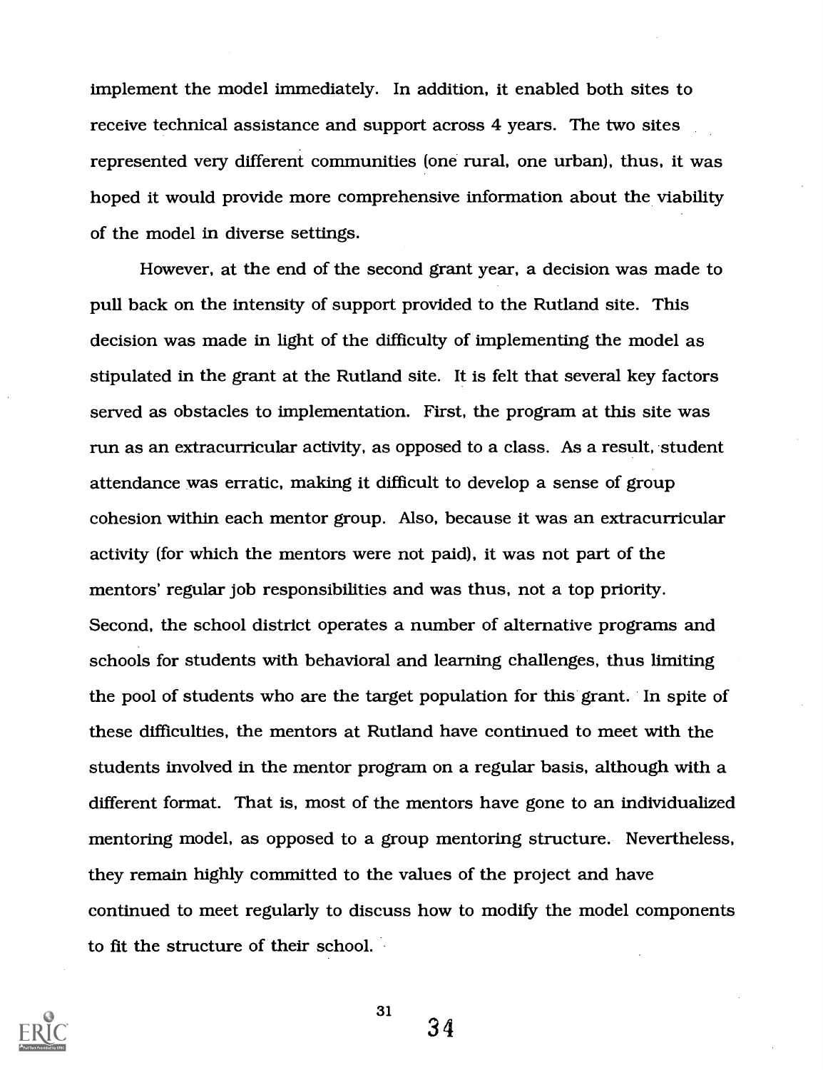implement the model immediately. In addition, it enabled both sites to receive technical assistance and support across 4 years. The two sites represented very different communities (one rural, one urban), thus, it was hoped it would provide more comprehensive information about the viability of the model in diverse settings.

However, at the end of the second grant year, a decision was made to pull back on the intensity of support provided to the Rutland site. This decision was made in light of the difficulty of implementing the model as stipulated in the grant at the Rutland site. It is felt that several key factors served as obstacles to implementation. First, the program at this site was run as an extracurricular activity, as opposed to a class. As a result, student attendance was erratic, making it difficult to develop a sense of group cohesion within each mentor group. Also, because it was an extracurricular activity (for which the mentors were not paid), it was not part of the mentors' regular job responsibilities and was thus, not a top priority. Second, the school district operates a number of alternative programs and schools for students with behavioral and learning challenges, thus limiting the pool of students who are the target population for this grant. In spite of these difficulties, the mentors at Rutland have continued to meet with the students involved in the mentor program on a regular basis, although with a different format. That is, most of the mentors have gone to an individualized mentoring model, as opposed to a group mentoring structure. Nevertheless, they remain highly committed to the values of the project and have continued to meet regularly to discuss how to modify the model components to fit the structure of their school.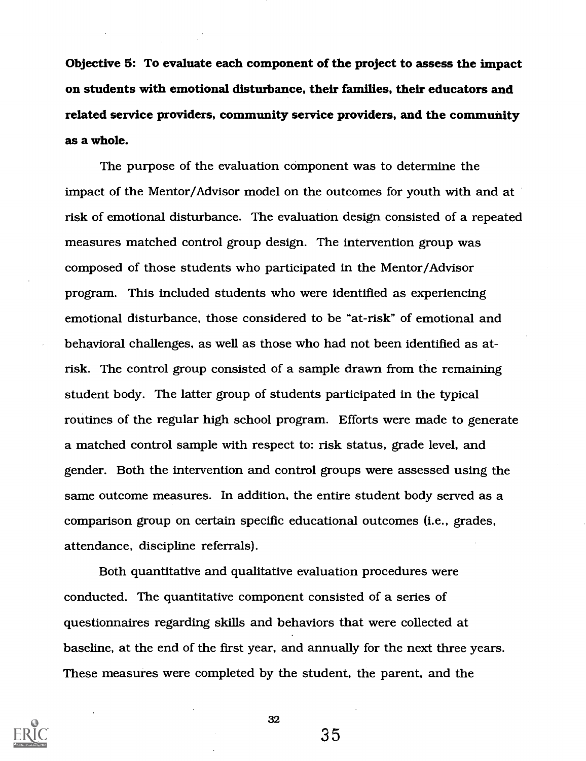**Objective 5: To evaluate each component of the project to assess the impact on students with emotional disturbance, their families, their educators and related service providers, community service providers, and the community as a whole.**

The purpose of the evaluation component was to determine the impact of the Mentor/Advisor model on the outcomes for youth with and at risk of emotional disturbance. The evaluation design consisted of a repeated measures matched control group design. The intervention group was composed of those students who participated in the Mentor/Advisor program. This included students who were identified as experiencing emotional disturbance, those considered to be "at-risk" of emotional and behavioral challenges, as well as those who had not been identified as at-risk. The control group consisted of a sample drawn from the remaining student body. The latter group of students participated in the typical routines of the regular high school program. Efforts were made to generate a matched control sample with respect to: risk status, grade level, and gender. Both the intervention and control groups were assessed using the same outcome measures. In addition, the entire student body served as a comparison group on certain specific educational outcomes (i.e., grades, attendance, discipline referrals).

Both quantitative and qualitative evaluation procedures were conducted. The quantitative component consisted of a series of questionnaires regarding skills and behaviors that were collected at baseline, at the end of the first year, and annually for the next three years. These measures were completed by the student, the parent, and the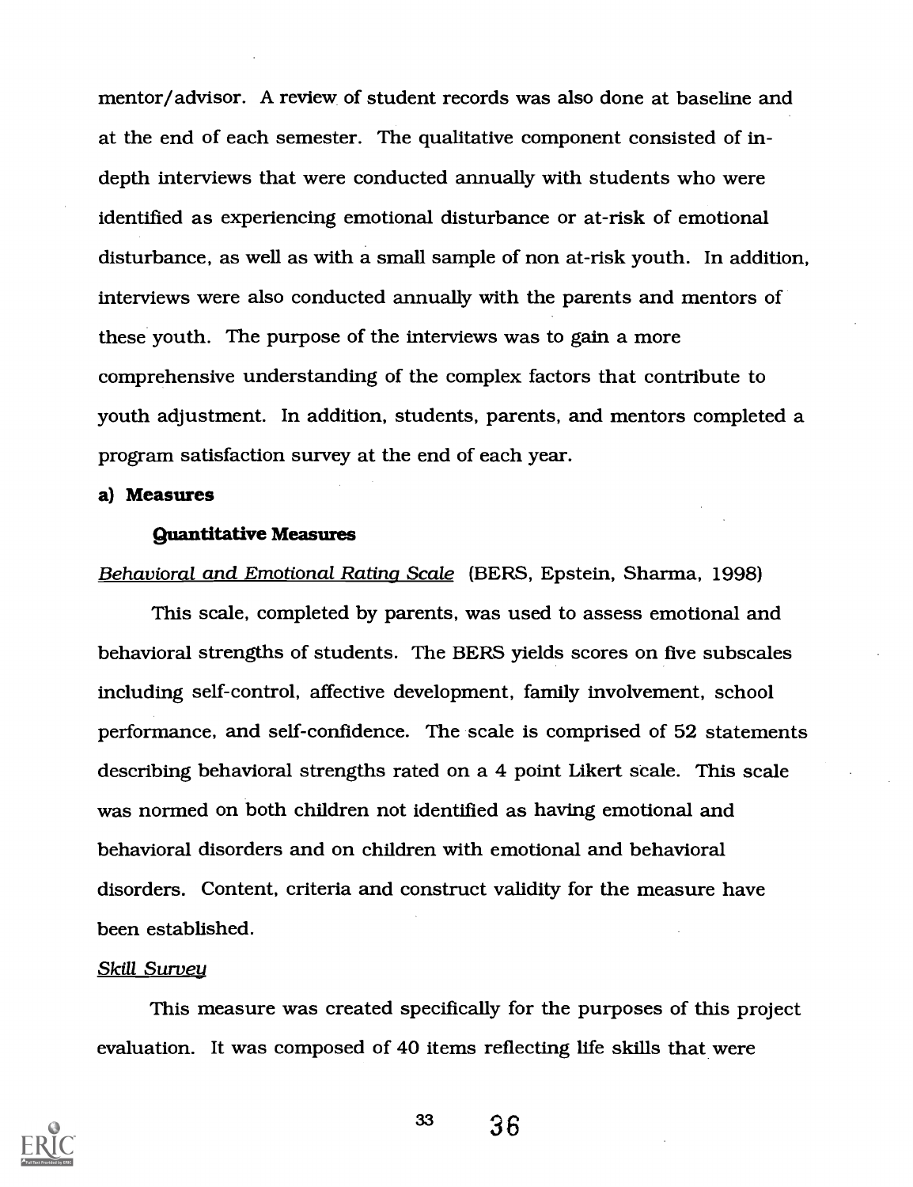mentor/advisor. A review of student records was also done at baseline and at the end of each semester. The qualitative component consisted of in-depth interviews that were conducted annually with students who were identified as experiencing emotional disturbance or at-risk of emotional disturbance, as well as with a small sample of non at-risk youth. In addition, interviews were also conducted annually with the parents and mentors of these youth. The purpose of the interviews was to gain a more comprehensive understanding of the complex factors that contribute to youth adjustment. In addition, students, parents, and mentors completed a program satisfaction survey at the end of each year.

**a) Measures**

**Quantitative Measures**

*Behavioral and Emotional Rating Scale* (BERS, Epstein, Sharma, 1998)

This scale, completed by parents, was used to assess emotional and behavioral strengths of students. The BERS yields scores on five subscales including self-control, affective development, family involvement, school performance, and self-confidence. The scale is comprised of 52 statements describing behavioral strengths rated on a 4 point Likert scale. This scale was normed on both children not identified as having emotional and behavioral disorders and on children with emotional and behavioral disorders. Content, criteria and construct validity for the measure have been established.

*Skill Survey*

This measure was created specifically for the purposes of this project evaluation. It was composed of 40 items reflecting life skills that were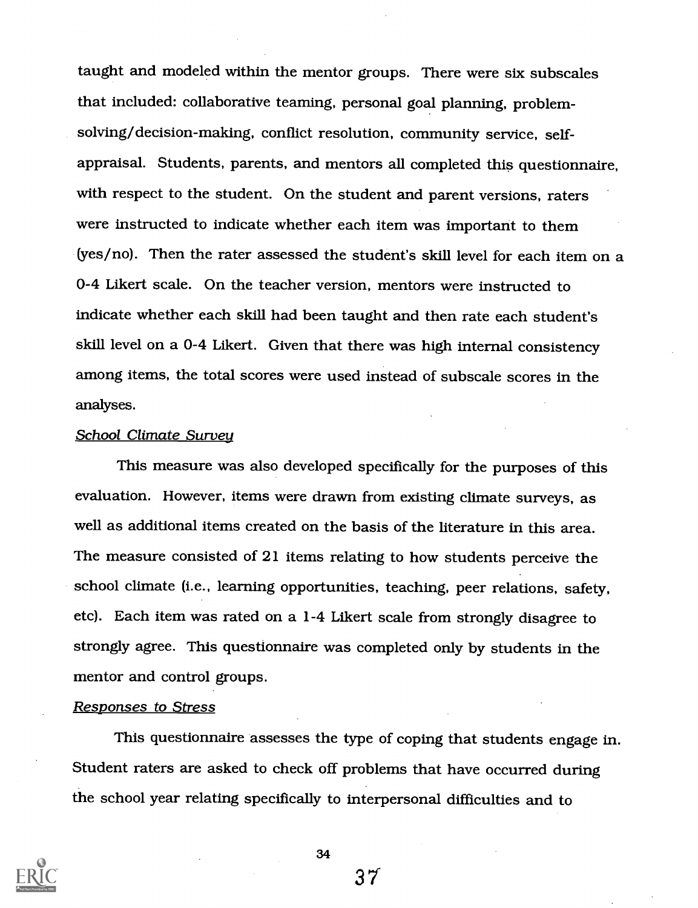taught and modeled within the mentor groups. There were six subscales that included: collaborative teaming, personal goal planning, problem-solving/decision-making, conflict resolution, community service, self-appraisal. Students, parents, and mentors all completed this questionnaire, with respect to the student. On the student and parent versions, raters were instructed to indicate whether each item was important to them (yes/no). Then the rater assessed the student's skill level for each item on a 0-4 Likert scale. On the teacher version, mentors were instructed to indicate whether each skill had been taught and then rate each student's skill level on a 0-4 Likert. Given that there was high internal consistency among items, the total scores were used instead of subscale scores in the analyses.

*School Climate Survey*

This measure was also developed specifically for the purposes of this evaluation. However, items were drawn from existing climate surveys, as well as additional items created on the basis of the literature in this area. The measure consisted of 21 items relating to how students perceive the school climate (i.e., learning opportunities, teaching, peer relations, safety, etc). Each item was rated on a 1-4 Likert scale from strongly disagree to strongly agree. This questionnaire was completed only by students in the mentor and control groups.

*Responses to Stress*

This questionnaire assesses the type of coping that students engage in. Student raters are asked to check off problems that have occurred during the school year relating specifically to interpersonal difficulties and to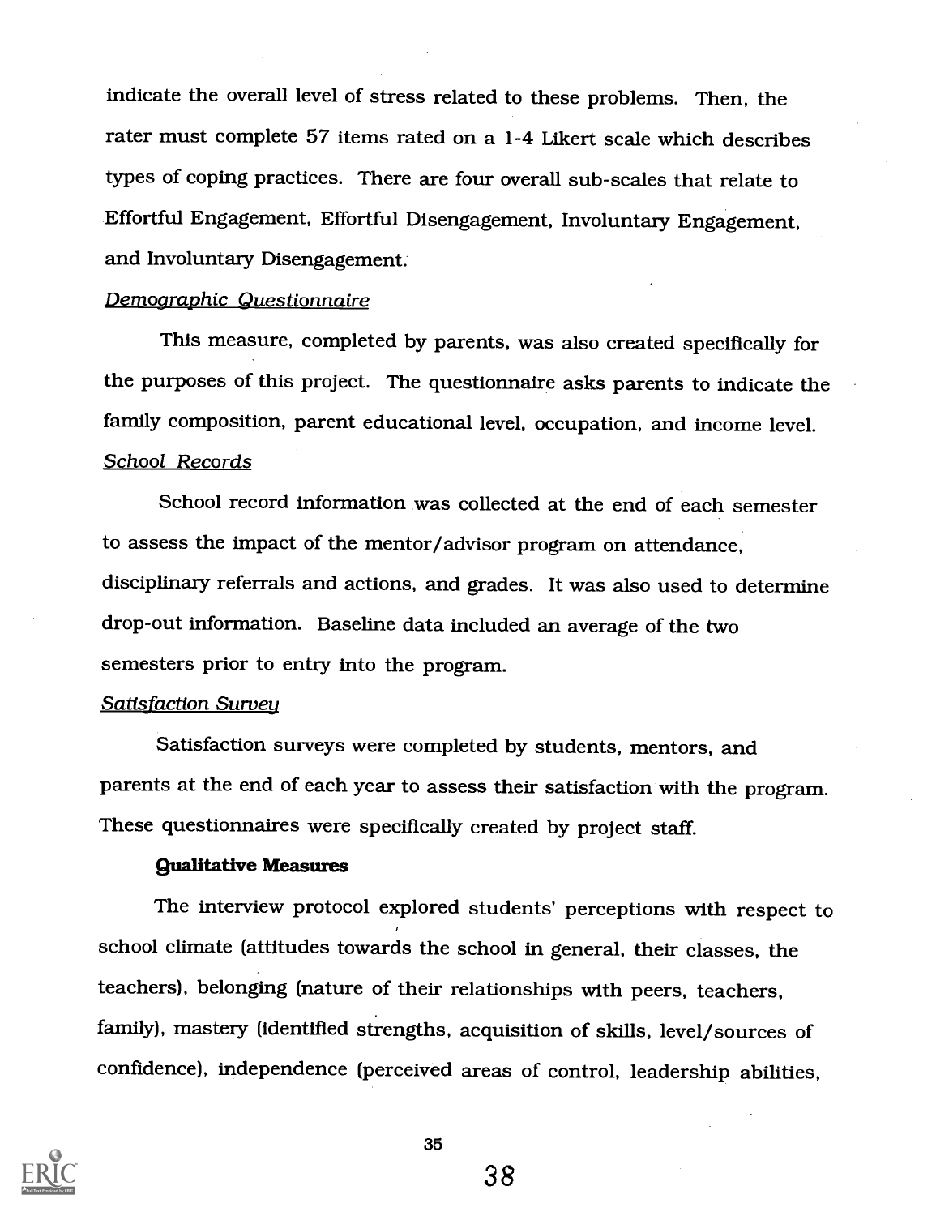indicate the overall level of stress related to these problems. Then, the rater must complete 57 items rated on a 1-4 Likert scale which describes types of coping practices. There are four overall sub-scales that relate to Effortful Engagement, Effortful Disengagement, Involuntary Engagement, and Involuntary Disengagement.

*Demographic Questionnaire*

This measure, completed by parents, was also created specifically for the purposes of this project. The questionnaire asks parents to indicate the family composition, parent educational level, occupation, and income level.

*School Records*

School record information was collected at the end of each semester to assess the impact of the mentor/advisor program on attendance, disciplinary referrals and actions, and grades. It was also used to determine drop-out information. Baseline data included an average of the two semesters prior to entry into the program.

*Satisfaction Survey*

Satisfaction surveys were completed by students, mentors, and parents at the end of each year to assess their satisfaction with the program. These questionnaires were specifically created by project staff.

**Qualitative Measures**

The interview protocol explored students' perceptions with respect to school climate (attitudes towards the school in general, their classes, the teachers), belonging (nature of their relationships with peers, teachers, family), mastery (identified strengths, acquisition of skills, level/sources of confidence), independence (perceived areas of control, leadership abilities,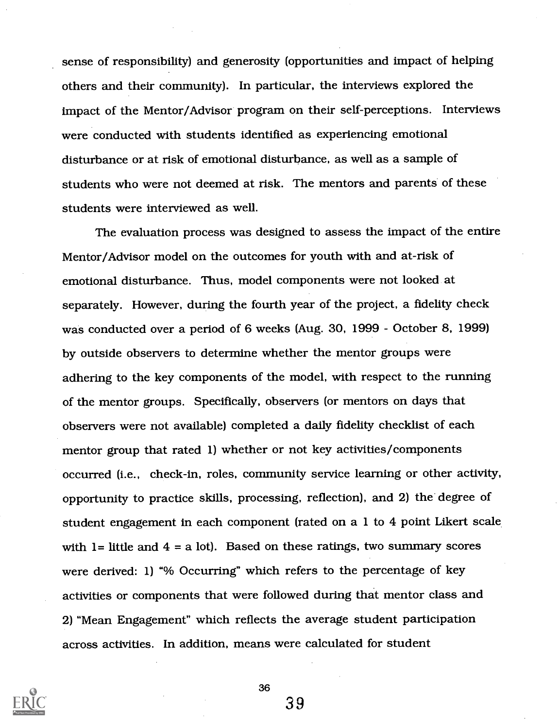sense of responsibility) and generosity (opportunities and impact of helping others and their community). In particular, the interviews explored the impact of the Mentor/Advisor program on their self-perceptions. Interviews were conducted with students identified as experiencing emotional disturbance or at risk of emotional disturbance, as well as a sample of students who were not deemed at risk. The mentors and parents of these students were interviewed as well.

The evaluation process was designed to assess the impact of the entire Mentor/Advisor model on the outcomes for youth with and at-risk of emotional disturbance. Thus, model components were not looked at separately. However, during the fourth year of the project, a fidelity check was conducted over a period of 6 weeks (Aug. 30, 1999 - October 8, 1999) by outside observers to determine whether the mentor groups were adhering to the key components of the model, with respect to the running of the mentor groups. Specifically, observers (or mentors on days that observers were not available) completed a daily fidelity checklist of each mentor group that rated 1) whether or not key activities/components occurred (i.e., check-in, roles, community service learning or other activity, opportunity to practice skills, processing, reflection), and 2) the degree of student engagement in each component (rated on a 1 to 4 point Likert scale with 1= little and 4 = a lot). Based on these ratings, two summary scores were derived: 1) "% Occurring" which refers to the percentage of key activities or components that were followed during that mentor class and 2) "Mean Engagement" which reflects the average student participation across activities. In addition, means were calculated for student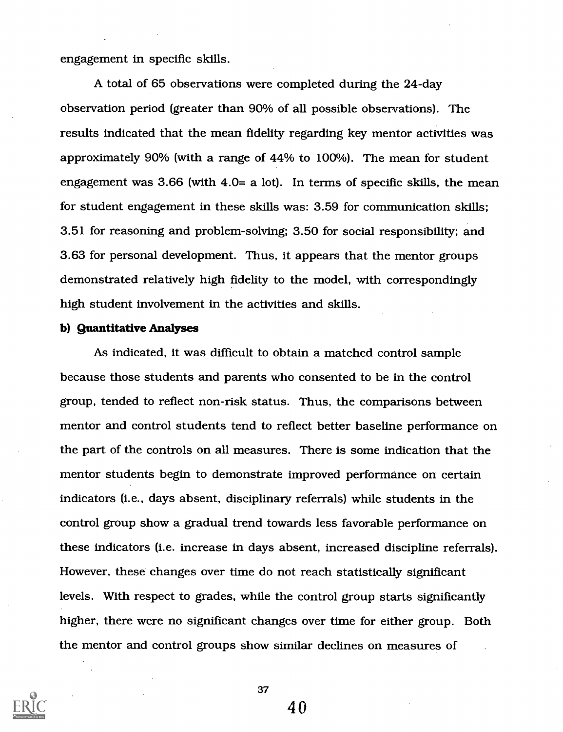engagement in specific skills.

A total of 65 observations were completed during the 24-day observation period (greater than 90% of all possible observations). The results indicated that the mean fidelity regarding key mentor activities was approximately 90% (with a range of 44% to 100%). The mean for student engagement was 3.66 (with 4.0= a lot). In terms of specific skills, the mean for student engagement in these skills was: 3.59 for communication skills; 3.51 for reasoning and problem-solving; 3.50 for social responsibility; and 3.63 for personal development. Thus, it appears that the mentor groups demonstrated relatively high fidelity to the model, with correspondingly high student involvement in the activities and skills.

**b) Quantitative Analyses**

As indicated, it was difficult to obtain a matched control sample because those students and parents who consented to be in the control group, tended to reflect non-risk status. Thus, the comparisons between mentor and control students tend to reflect better baseline performance on the part of the controls on all measures. There is some indication that the mentor students begin to demonstrate improved performance on certain indicators (i.e., days absent, disciplinary referrals) while students in the control group show a gradual trend towards less favorable performance on these indicators (i.e. increase in days absent, increased discipline referrals). However, these changes over time do not reach statistically significant levels. With respect to grades, while the control group starts significantly higher, there were no significant changes over time for either group. Both the mentor and control groups show similar declines on measures of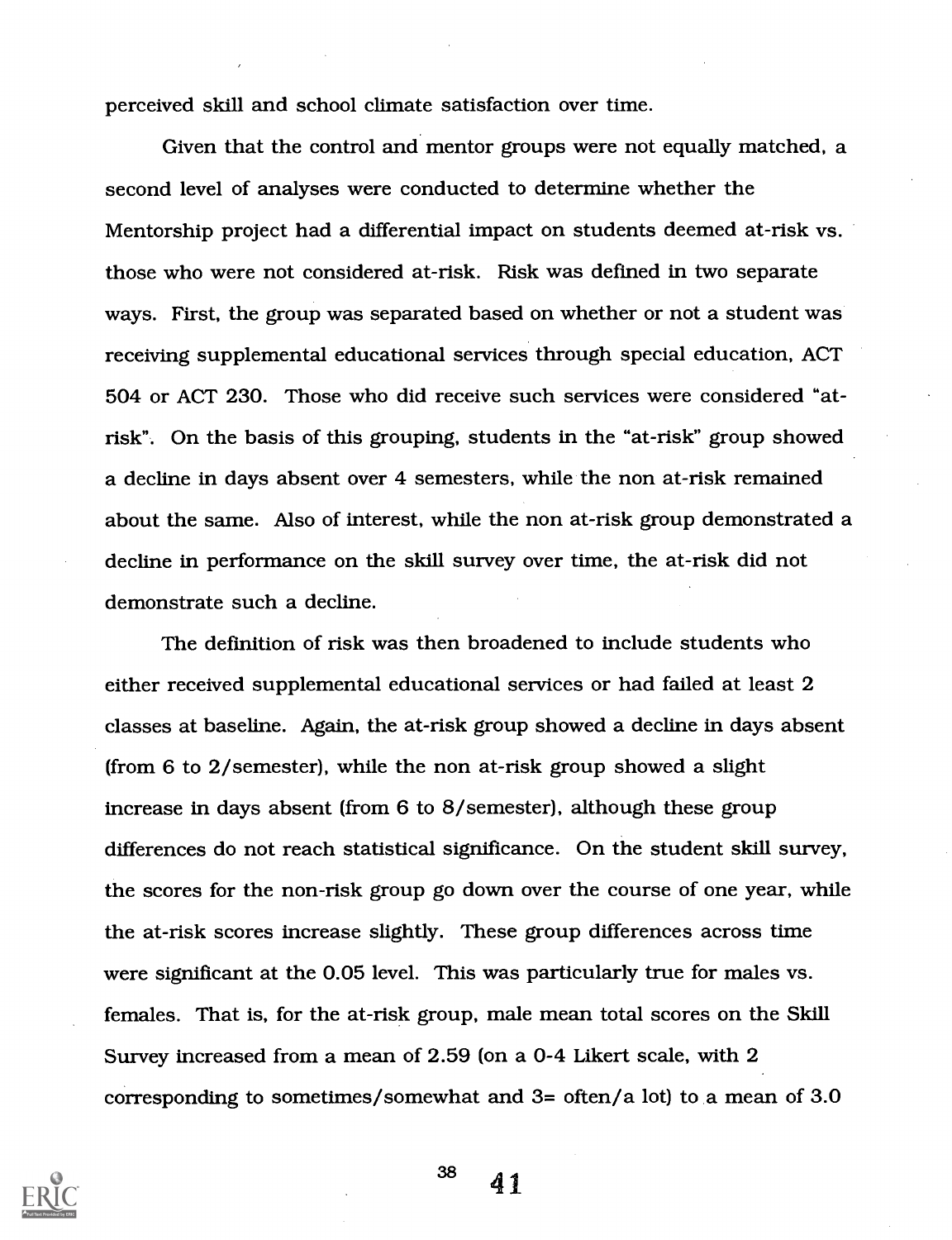perceived skill and school climate satisfaction over time.

Given that the control and mentor groups were not equally matched, a second level of analyses were conducted to determine whether the Mentorship project had a differential impact on students deemed at-risk vs. those who were not considered at-risk. Risk was defined in two separate ways. First, the group was separated based on whether or not a student was receiving supplemental educational services through special education, ACT 504 or ACT 230. Those who did receive such services were considered "at-risk". On the basis of this grouping, students in the "at-risk" group showed a decline in days absent over 4 semesters, while the non at-risk remained about the same. Also of interest, while the non at-risk group demonstrated a decline in performance on the skill survey over time, the at-risk did not demonstrate such a decline.

The definition of risk was then broadened to include students who either received supplemental educational services or had failed at least 2 classes at baseline. Again, the at-risk group showed a decline in days absent (from 6 to 2/semester), while the non at-risk group showed a slight increase in days absent (from 6 to 8/semester), although these group differences do not reach statistical significance. On the student skill survey, the scores for the non-risk group go down over the course of one year, while the at-risk scores increase slightly. These group differences across time were significant at the 0.05 level. This was particularly true for males vs. females. That is, for the at-risk group, male mean total scores on the Skill Survey increased from a mean of 2.59 (on a 0-4 Likert scale, with 2 corresponding to sometimes/somewhat and 3= often/a lot) to a mean of 3.0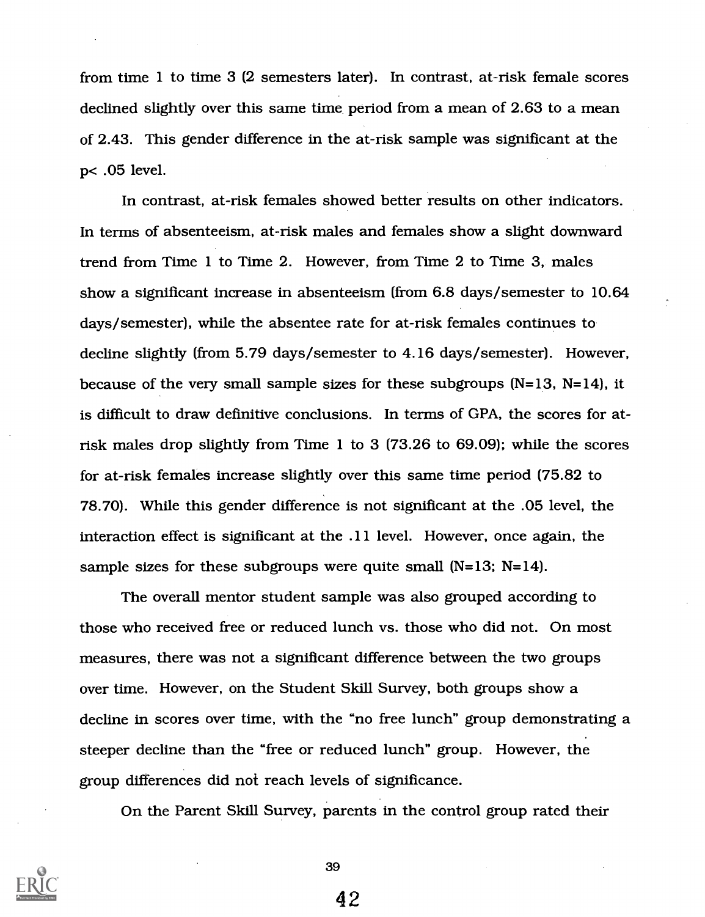from time 1 to time 3 (2 semesters later). In contrast, at-risk female scores declined slightly over this same time period from a mean of 2.63 to a mean of 2.43. This gender difference in the at-risk sample was significant at the $p < .05$ level.

In contrast, at-risk females showed better results on other indicators. In terms of absenteeism, at-risk males and females show a slight downward trend from Time 1 to Time 2. However, from Time 2 to Time 3, males show a significant increase in absenteeism (from 6.8 days/semester to 10.64 days/semester), while the absentee rate for at-risk females continues to decline slightly (from 5.79 days/semester to 4.16 days/semester). However, because of the very small sample sizes for these subgroups (N=13, N=14), it is difficult to draw definitive conclusions. In terms of GPA, the scores for at-risk males drop slightly from Time 1 to 3 (73.26 to 69.09); while the scores for at-risk females increase slightly over this same time period (75.82 to 78.70). While this gender difference is not significant at the .05 level, the interaction effect is significant at the .11 level. However, once again, the sample sizes for these subgroups were quite small (N=13; N=14).

The overall mentor student sample was also grouped according to those who received free or reduced lunch vs. those who did not. On most measures, there was not a significant difference between the two groups over time. However, on the Student Skill Survey, both groups show a decline in scores over time, with the "no free lunch" group demonstrating a steeper decline than the "free or reduced lunch" group. However, the group differences did not reach levels of significance.

On the Parent Skill Survey, parents in the control group rated their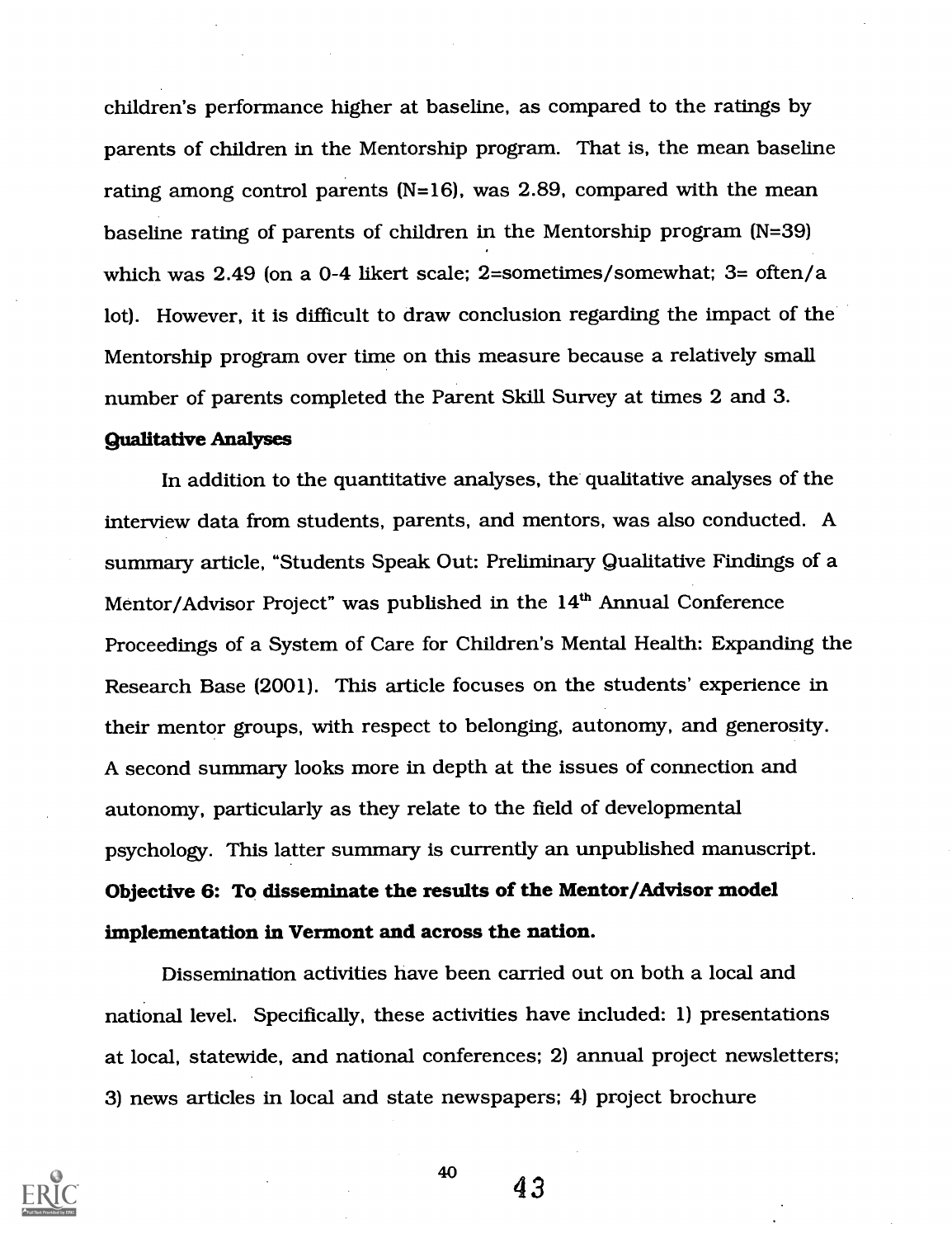children's performance higher at baseline, as compared to the ratings by parents of children in the Mentorship program. That is, the mean baseline rating among control parents (N=16), was 2.89, compared with the mean baseline rating of parents of children in the Mentorship program (N=39) which was 2.49 (on a 0-4 likert scale; 2=sometimes/somewhat; 3= often/a lot). However, it is difficult to draw conclusion regarding the impact of the Mentorship program over time on this measure because a relatively small number of parents completed the Parent Skill Survey at times 2 and 3.

**Qualitative Analyses**

In addition to the quantitative analyses, the qualitative analyses of the interview data from students, parents, and mentors, was also conducted. A summary article, "Students Speak Out: Preliminary Qualitative Findings of a Mentor/Advisor Project" was published in the 14th Annual Conference Proceedings of a System of Care for Children's Mental Health: Expanding the Research Base (2001). This article focuses on the students' experience in their mentor groups, with respect to belonging, autonomy, and generosity. A second summary looks more in depth at the issues of connection and autonomy, particularly as they relate to the field of developmental psychology. This latter summary is currently an unpublished manuscript.

**Objective 6: To disseminate the results of the Mentor/Advisor model implementation in Vermont and across the nation.**

Dissemination activities have been carried out on both a local and national level. Specifically, these activities have included: 1) presentations at local, statewide, and national conferences; 2) annual project newsletters; 3) news articles in local and state newspapers; 4) project brochure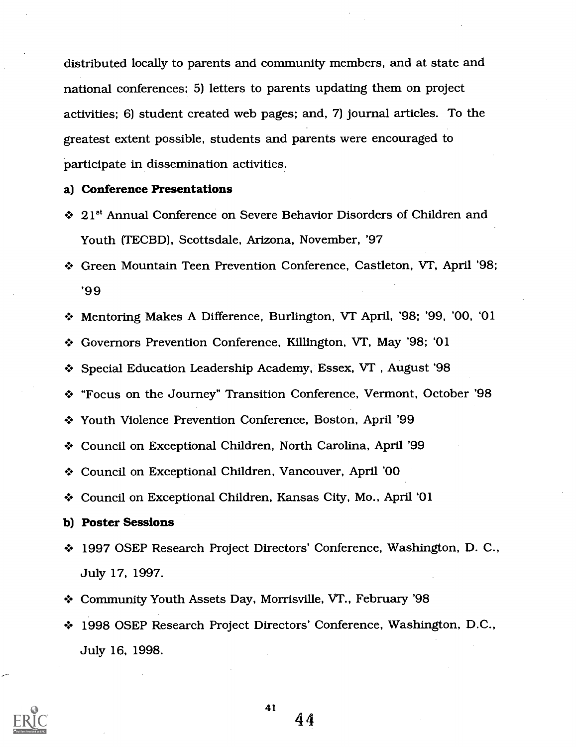distributed locally to parents and community members, and at state and national conferences; 5) letters to parents updating them on project activities; 6) student created web pages; and, 7) journal articles. To the greatest extent possible, students and parents were encouraged to participate in dissemination activities.

**a) Conference Presentations**

- 21st Annual Conference on Severe Behavior Disorders of Children and Youth (TECBD), Scottsdale, Arizona, November, '97
- Green Mountain Teen Prevention Conference, Castleton, VT, April '98; '99
- Mentoring Makes A Difference, Burlington, VT April, '98; '99, '00, '01
- Governors Prevention Conference, Killington, VT, May '98; '01
- Special Education Leadership Academy, Essex, VT , August '98
- "Focus on the Journey" Transition Conference, Vermont, October '98
- Youth Violence Prevention Conference, Boston, April '99
- Council on Exceptional Children, North Carolina, April '99
- Council on Exceptional Children, Vancouver, April '00
- Council on Exceptional Children, Kansas City, Mo., April '01

**b) Poster Sessions**

- 1997 OSEP Research Project Directors' Conference, Washington, D. C., July 17, 1997.
- Community Youth Assets Day, Morrisville, VT., February '98
- 1998 OSEP Research Project Directors' Conference, Washington, D.C., July 16, 1998.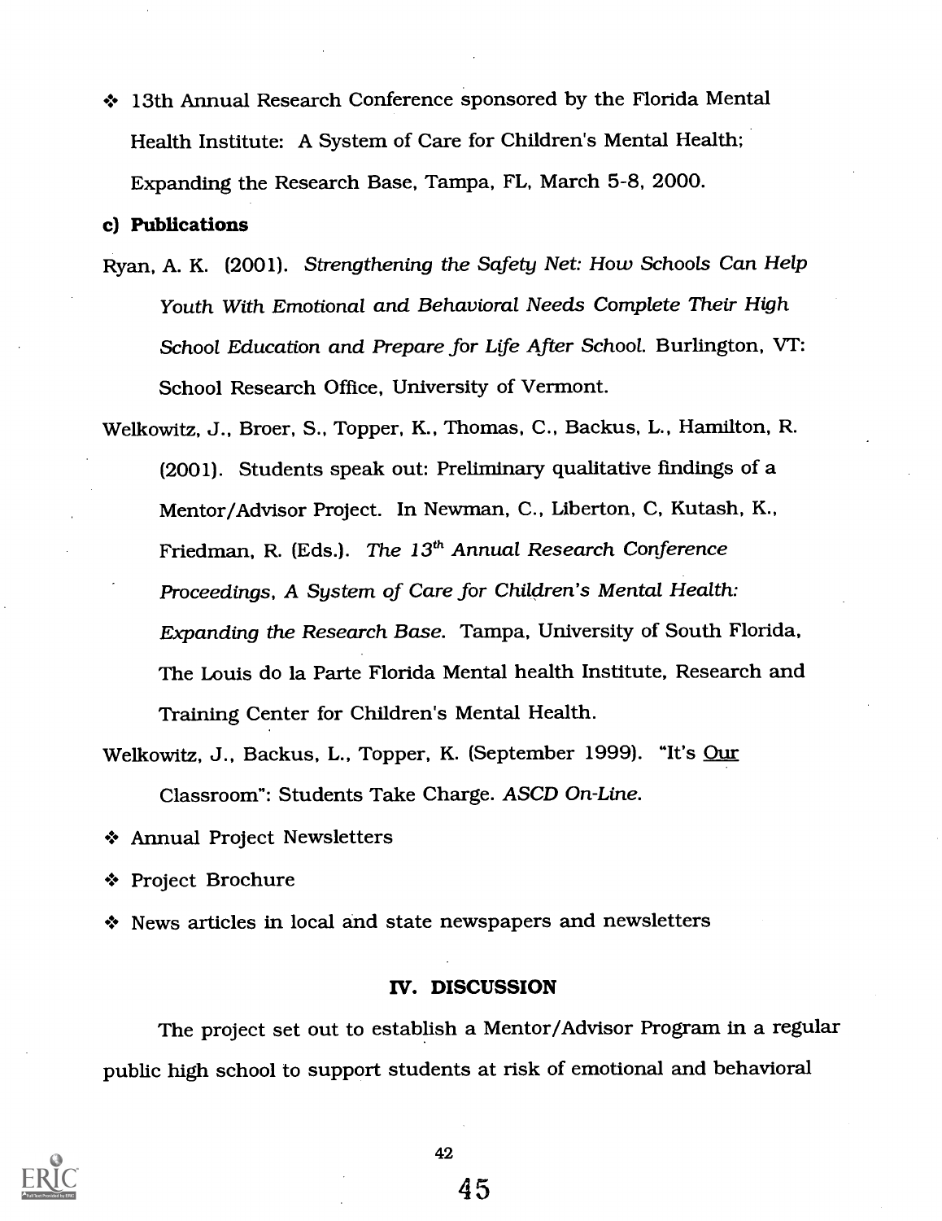- 13th Annual Research Conference sponsored by the Florida Mental Health Institute: A System of Care for Children's Mental Health; Expanding the Research Base, Tampa, FL, March 5-8, 2000.

**c) Publications**

Ryan, A. K. (2001). *Strengthening the Safety Net: How Schools Can Help Youth With Emotional and Behavioral Needs Complete Their High School Education and Prepare for Life After School.* Burlington, VT: School Research Office, University of Vermont.

Welkowitz, J., Broer, S., Topper, K., Thomas, C., Backus, L., Hamilton, R. (2001). Students speak out: Preliminary qualitative findings of a Mentor/Advisor Project. In Newman, C., Liberton, C, Kutash, K., Friedman, R. (Eds.). *The 13th Annual Research Conference Proceedings, A System of Care for Children's Mental Health: Expanding the Research Base.* Tampa, University of South Florida, The Louis do la Parte Florida Mental health Institute, Research and Training Center for Children's Mental Health.

Welkowitz, J., Backus, L., Topper, K. (September 1999). "It's Our Classroom": Students Take Charge. *ASCD On-Line.*

- Annual Project Newsletters
- Project Brochure
- News articles in local and state newspapers and newsletters

## IV. DISCUSSION

The project set out to establish a Mentor/Advisor Program in a regular public high school to support students at risk of emotional and behavioral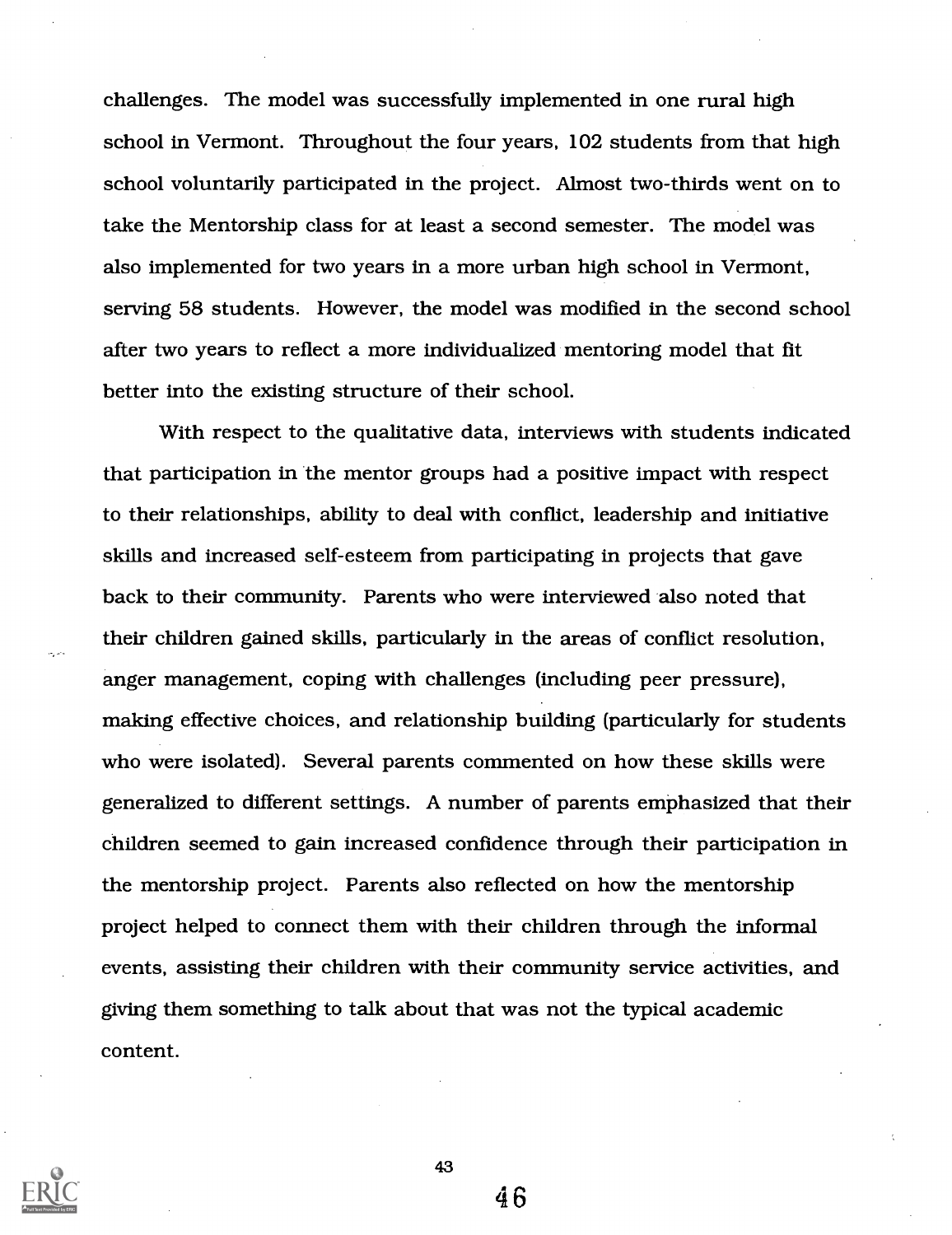challenges. The model was successfully implemented in one rural high school in Vermont. Throughout the four years, 102 students from that high school voluntarily participated in the project. Almost two-thirds went on to take the Mentorship class for at least a second semester. The model was also implemented for two years in a more urban high school in Vermont, serving 58 students. However, the model was modified in the second school after two years to reflect a more individualized mentoring model that fit better into the existing structure of their school.

With respect to the qualitative data, interviews with students indicated that participation in the mentor groups had a positive impact with respect to their relationships, ability to deal with conflict, leadership and initiative skills and increased self-esteem from participating in projects that gave back to their community. Parents who were interviewed also noted that their children gained skills, particularly in the areas of conflict resolution, anger management, coping with challenges (including peer pressure), making effective choices, and relationship building (particularly for students who were isolated). Several parents commented on how these skills were generalized to different settings. A number of parents emphasized that their children seemed to gain increased confidence through their participation in the mentorship project. Parents also reflected on how the mentorship project helped to connect them with their children through the informal events, assisting their children with their community service activities, and giving them something to talk about that was not the typical academic content.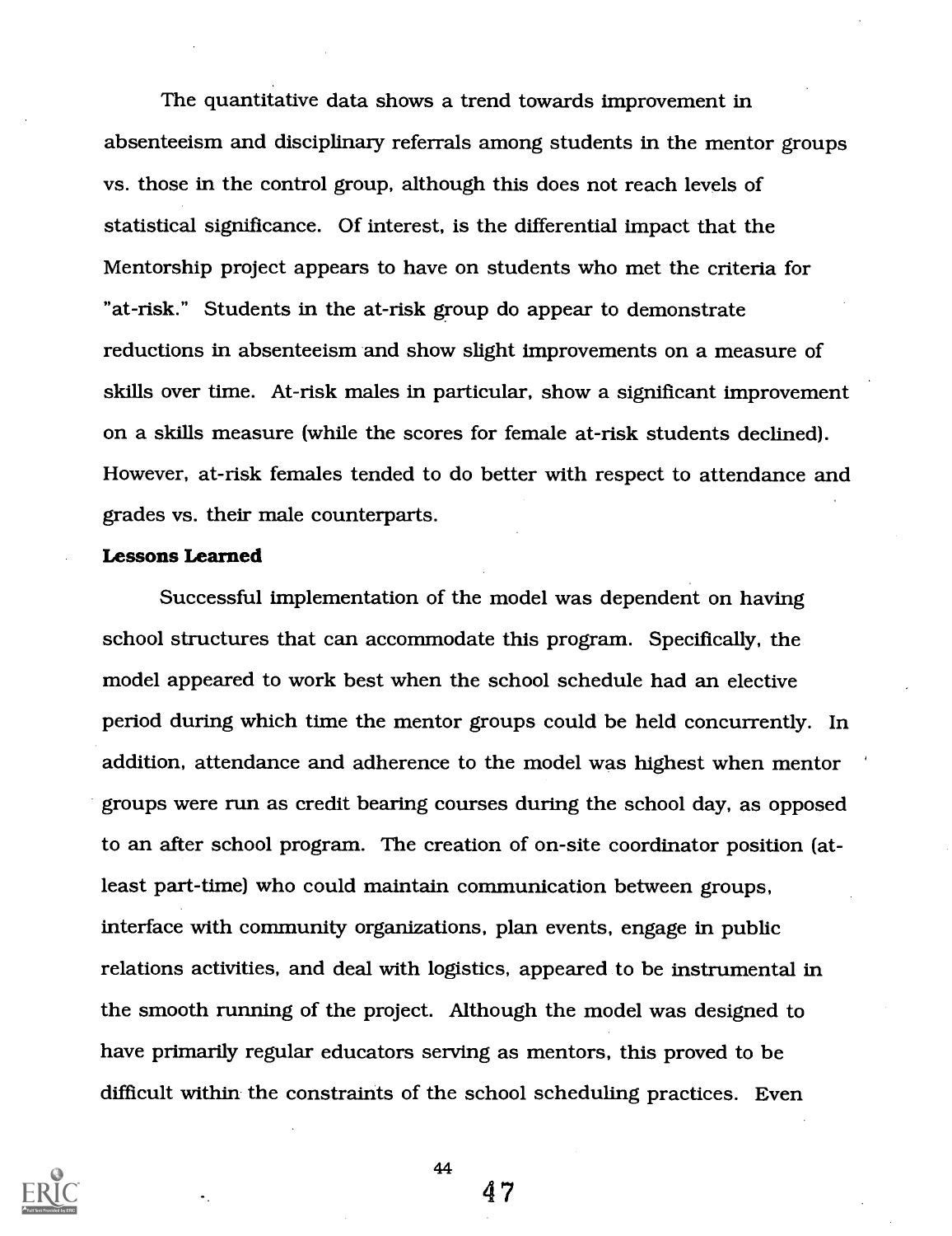The quantitative data shows a trend towards improvement in absenteeism and disciplinary referrals among students in the mentor groups vs. those in the control group, although this does not reach levels of statistical significance. Of interest, is the differential impact that the Mentorship project appears to have on students who met the criteria for "at-risk." Students in the at-risk group do appear to demonstrate reductions in absenteeism and show slight improvements on a measure of skills over time. At-risk males in particular, show a significant improvement on a skills measure (while the scores for female at-risk students declined). However, at-risk females tended to do better with respect to attendance and grades vs. their male counterparts.

**Lessons Learned**

Successful implementation of the model was dependent on having school structures that can accommodate this program. Specifically, the model appeared to work best when the school schedule had an elective period during which time the mentor groups could be held concurrently. In addition, attendance and adherence to the model was highest when mentor groups were run as credit bearing courses during the school day, as opposed to an after school program. The creation of on-site coordinator position (at-least part-time) who could maintain communication between groups, interface with community organizations, plan events, engage in public relations activities, and deal with logistics, appeared to be instrumental in the smooth running of the project. Although the model was designed to have primarily regular educators serving as mentors, this proved to be difficult within the constraints of the school scheduling practices. Even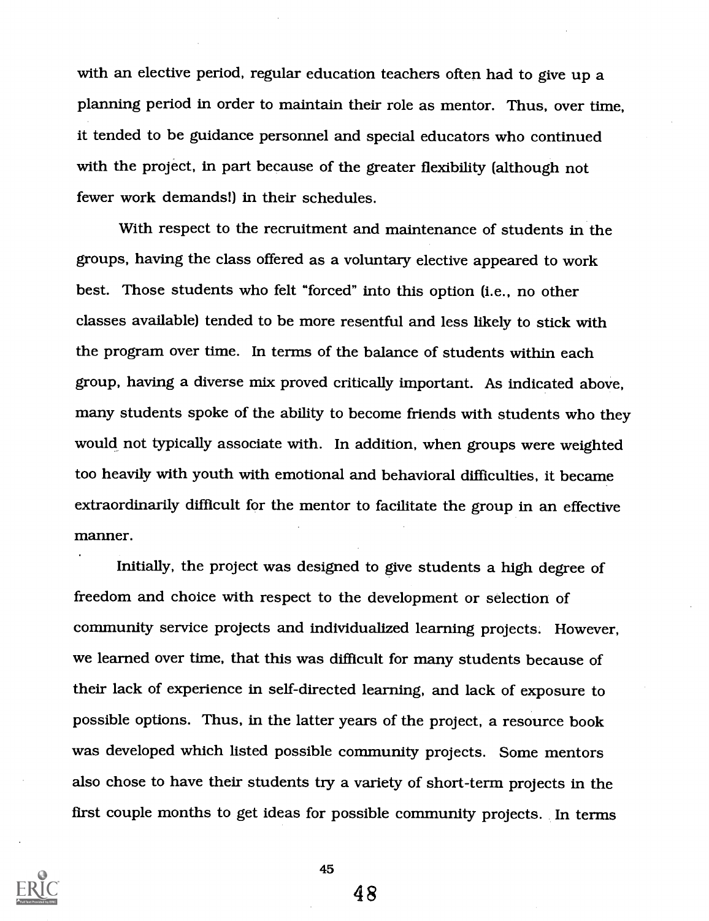with an elective period, regular education teachers often had to give up a planning period in order to maintain their role as mentor. Thus, over time, it tended to be guidance personnel and special educators who continued with the project, in part because of the greater flexibility (although not fewer work demands!) in their schedules.

With respect to the recruitment and maintenance of students in the groups, having the class offered as a voluntary elective appeared to work best. Those students who felt "forced" into this option (i.e., no other classes available) tended to be more resentful and less likely to stick with the program over time. In terms of the balance of students within each group, having a diverse mix proved critically important. As indicated above, many students spoke of the ability to become friends with students who they would not typically associate with. In addition, when groups were weighted too heavily with youth with emotional and behavioral difficulties, it became extraordinarily difficult for the mentor to facilitate the group in an effective manner.

Initially, the project was designed to give students a high degree of freedom and choice with respect to the development or selection of community service projects and individualized learning projects. However, we learned over time, that this was difficult for many students because of their lack of experience in self-directed learning, and lack of exposure to possible options. Thus, in the latter years of the project, a resource book was developed which listed possible community projects. Some mentors also chose to have their students try a variety of short-term projects in the first couple months to get ideas for possible community projects. In terms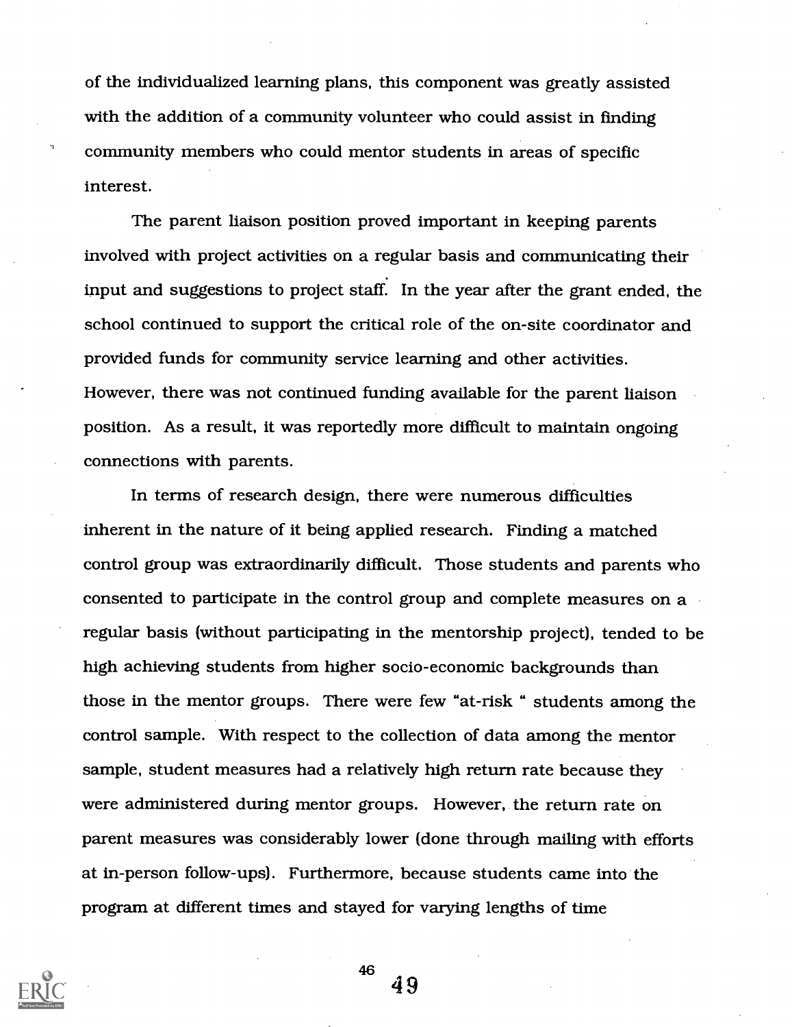of the individualized learning plans, this component was greatly assisted with the addition of a community volunteer who could assist in finding community members who could mentor students in areas of specific interest.

The parent liaison position proved important in keeping parents involved with project activities on a regular basis and communicating their input and suggestions to project staff. In the year after the grant ended, the school continued to support the critical role of the on-site coordinator and provided funds for community service learning and other activities. However, there was not continued funding available for the parent liaison position. As a result, it was reportedly more difficult to maintain ongoing connections with parents.

In terms of research design, there were numerous difficulties inherent in the nature of it being applied research. Finding a matched control group was extraordinarily difficult. Those students and parents who consented to participate in the control group and complete measures on a regular basis (without participating in the mentorship project), tended to be high achieving students from higher socio-economic backgrounds than those in the mentor groups. There were few "at-risk " students among the control sample. With respect to the collection of data among the mentor sample, student measures had a relatively high return rate because they were administered during mentor groups. However, the return rate on parent measures was considerably lower (done through mailing with efforts at in-person follow-ups). Furthermore, because students came into the program at different times and stayed for varying lengths of time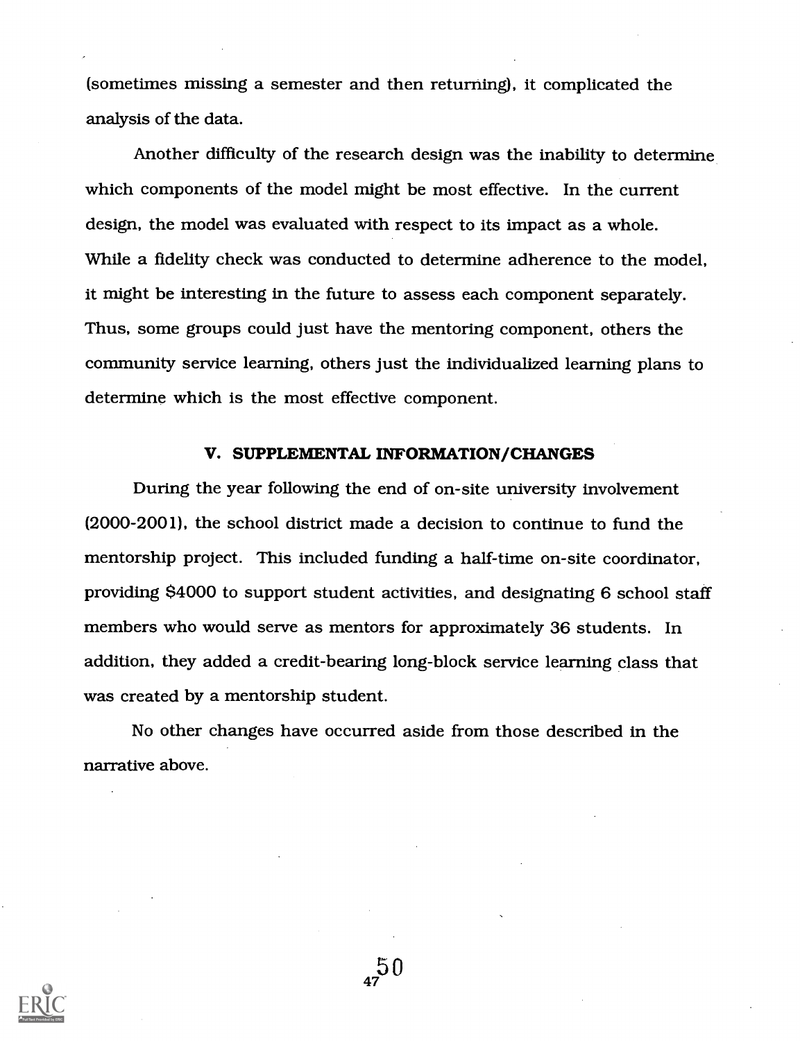(sometimes missing a semester and then returning), it complicated the analysis of the data.

Another difficulty of the research design was the inability to determine which components of the model might be most effective. In the current design, the model was evaluated with respect to its impact as a whole. While a fidelity check was conducted to determine adherence to the model, it might be interesting in the future to assess each component separately. Thus, some groups could just have the mentoring component, others the community service learning, others just the individualized learning plans to determine which is the most effective component.

## V. SUPPLEMENTAL INFORMATION/CHANGES

During the year following the end of on-site university involvement (2000-2001), the school district made a decision to continue to fund the mentorship project. This included funding a half-time on-site coordinator, providing $4000 to support student activities, and designating 6 school staff members who would serve as mentors for approximately 36 students. In addition, they added a credit-bearing long-block service learning class that was created by a mentorship student.

No other changes have occurred aside from those described in the narrative above.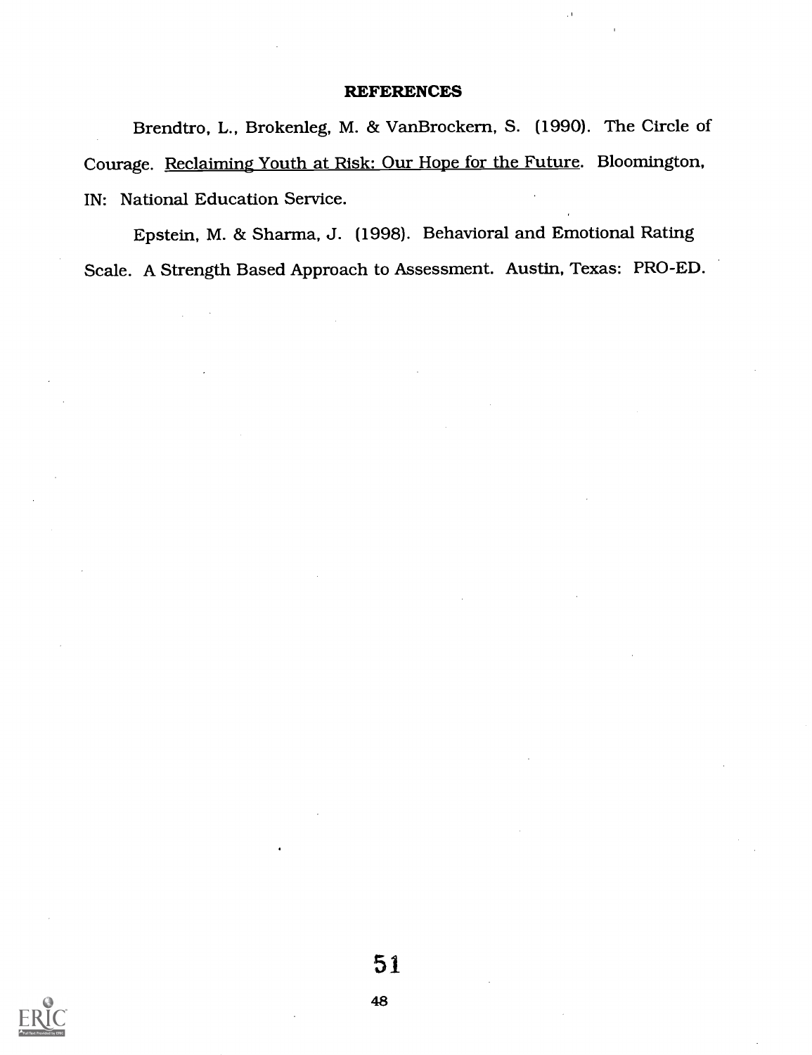## REFERENCES

Brendtro, L., Brokenleg, M. & VanBrockern, S. (1990). The Circle of Courage. Reclaiming Youth at Risk: Our Hope for the Future. Bloomington, IN: National Education Service.

Epstein, M. & Sharma, J. (1998). Behavioral and Emotional Rating Scale. A Strength Based Approach to Assessment. Austin, Texas: PRO-ED.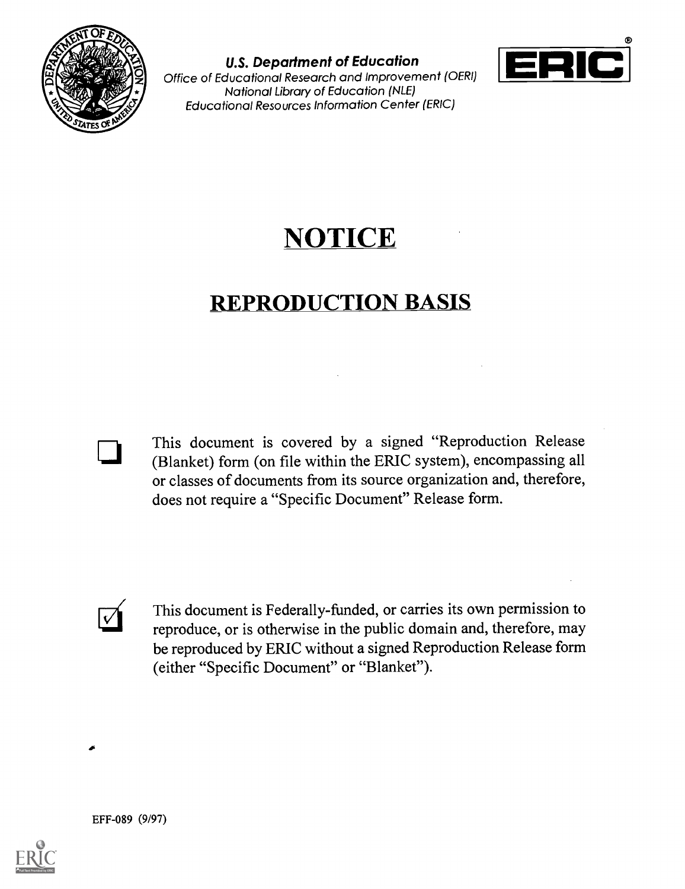**U.S. Department of Education**
*Office of Educational Research and Improvement (OERI)*
*National Library of Education (NLE)*
*Educational Resources Information Center (ERIC)*

ERIC®

# NOTICE

## REPRODUCTION BASIS

☐ This document is covered by a signed "Reproduction Release (Blanket) form (on file within the ERIC system), encompassing all or classes of documents from its source organization and, therefore, does not require a "Specific Document" Release form.

☑ This document is Federally-funded, or carries its own permission to reproduce, or is otherwise in the public domain and, therefore, may be reproduced by ERIC without a signed Reproduction Release form (either "Specific Document" or "Blanket").

EFF-089 (9/97)